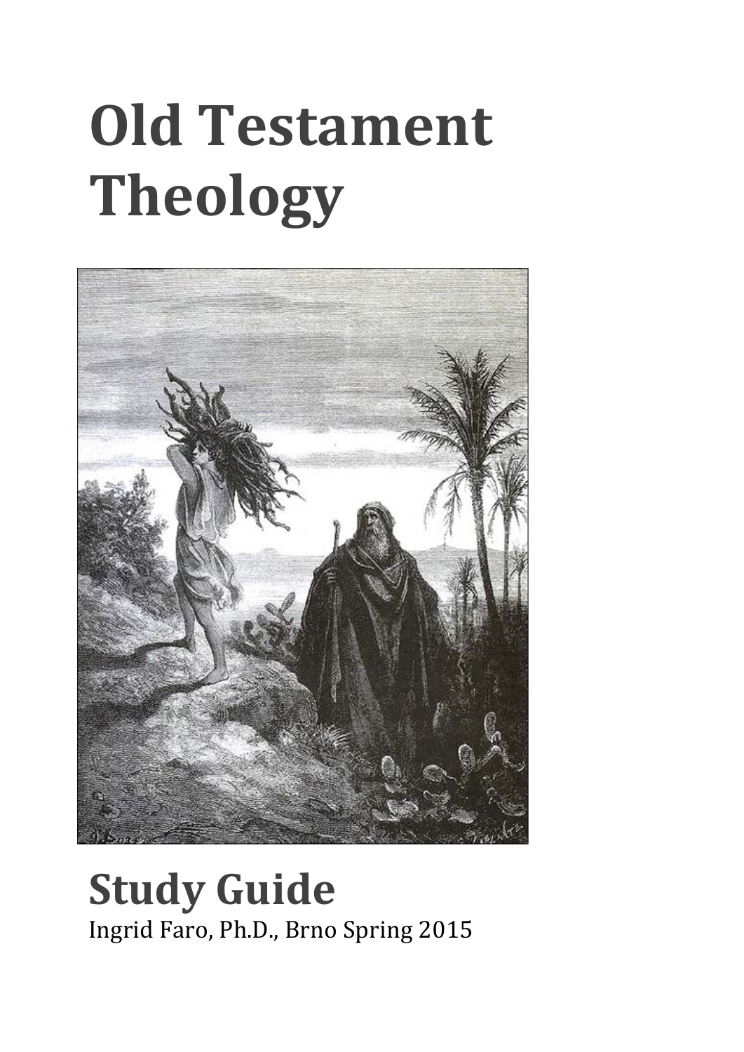# Old Testament Theology

# Study Guide

Ingrid Faro, Ph.D., Brno Spring 2015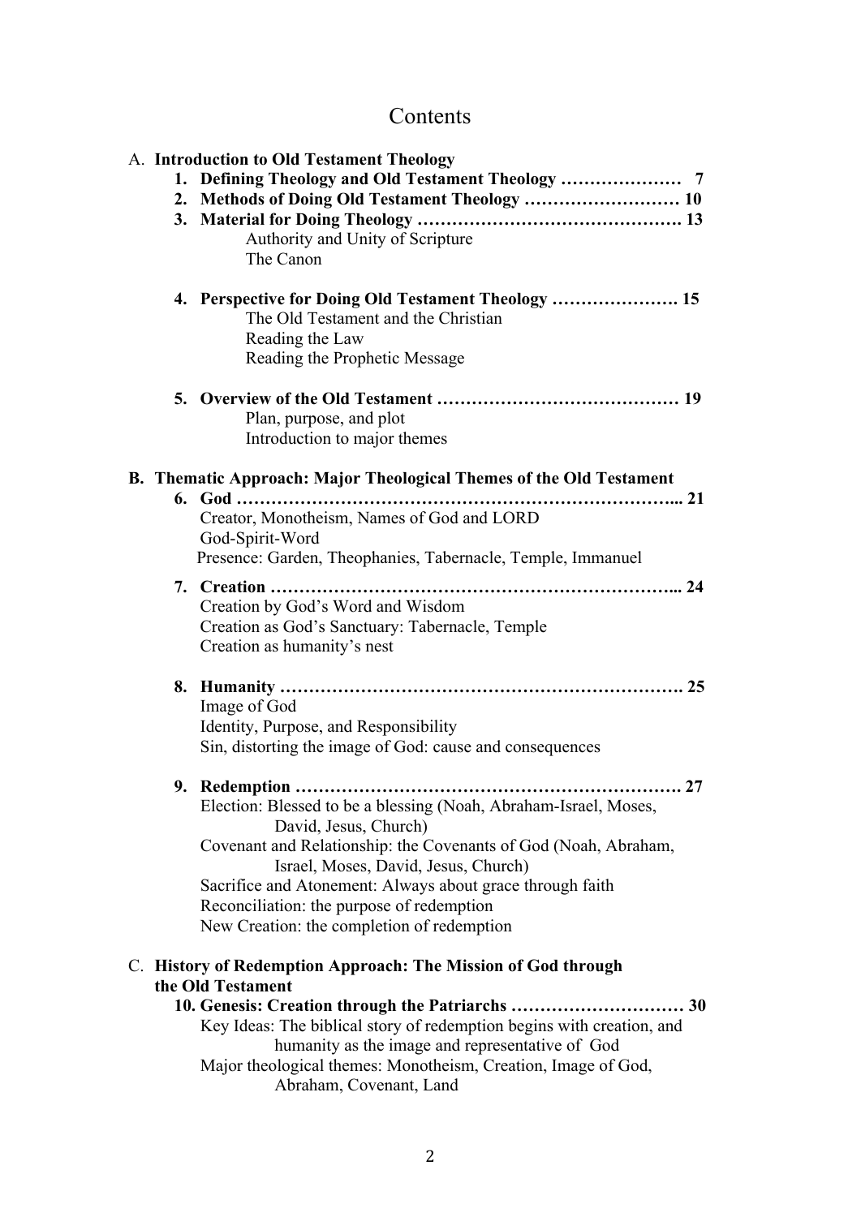# Contents

A. **Introduction to Old Testament Theology**

1. **Defining Theology and Old Testament Theology ………………… 7**
2. **Methods of Doing Old Testament Theology ……………………… 10**
3. **Material for Doing Theology ………………………………………. 13**
   - Authority and Unity of Scripture
   - The Canon
4. **Perspective for Doing Old Testament Theology …………………. 15**
   - The Old Testament and the Christian
   - Reading the Law
   - Reading the Prophetic Message
5. **Overview of the Old Testament …………………………………… 19**
   - Plan, purpose, and plot
   - Introduction to major themes

B. **Thematic Approach: Major Theological Themes of the Old Testament**

6. **God …………………………………………………………………... 21**
   - Creator, Monotheism, Names of God and LORD
   - God-Spirit-Word
   - Presence: Garden, Theophanies, Tabernacle, Temple, Immanuel
7. **Creation ……………………………………………………………... 24**
   - Creation by God's Word and Wisdom
   - Creation as God's Sanctuary: Tabernacle, Temple
   - Creation as humanity's nest
8. **Humanity ……………………………………………………………. 25**
   - Image of God
   - Identity, Purpose, and Responsibility
   - Sin, distorting the image of God: cause and consequences
9. **Redemption …………………………………………………………. 27**
   - Election: Blessed to be a blessing (Noah, Abraham-Israel, Moses, David, Jesus, Church)
   - Covenant and Relationship: the Covenants of God (Noah, Abraham, Israel, Moses, David, Jesus, Church)
   - Sacrifice and Atonement: Always about grace through faith
   - Reconciliation: the purpose of redemption
   - New Creation: the completion of redemption

C. **History of Redemption Approach: The Mission of God through the Old Testament**

10. **Genesis: Creation through the Patriarchs ………………………… 30**
    - Key Ideas: The biblical story of redemption begins with creation, and humanity as the image and representative of God
    - Major theological themes: Monotheism, Creation, Image of God, Abraham, Covenant, Land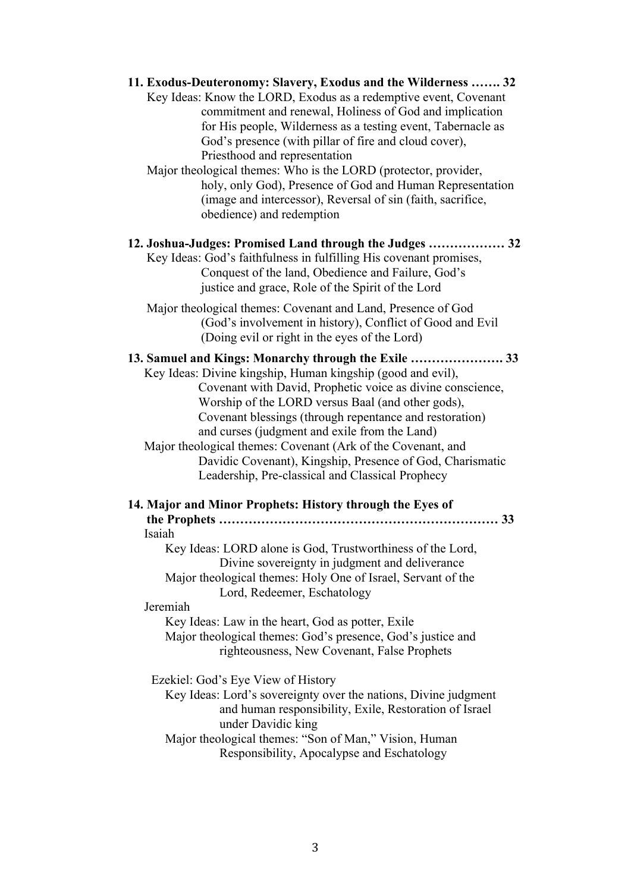**11. Exodus-Deuteronomy: Slavery, Exodus and the Wilderness ……. 32**

Key Ideas: Know the LORD, Exodus as a redemptive event, Covenant commitment and renewal, Holiness of God and implication for His people, Wilderness as a testing event, Tabernacle as God's presence (with pillar of fire and cloud cover), Priesthood and representation

Major theological themes: Who is the LORD (protector, provider, holy, only God), Presence of God and Human Representation (image and intercessor), Reversal of sin (faith, sacrifice, obedience) and redemption

**12. Joshua-Judges: Promised Land through the Judges ……………… 32**

Key Ideas: God's faithfulness in fulfilling His covenant promises, Conquest of the land, Obedience and Failure, God's justice and grace, Role of the Spirit of the Lord

Major theological themes: Covenant and Land, Presence of God (God's involvement in history), Conflict of Good and Evil (Doing evil or right in the eyes of the Lord)

**13. Samuel and Kings: Monarchy through the Exile …………………. 33**

Key Ideas: Divine kingship, Human kingship (good and evil), Covenant with David, Prophetic voice as divine conscience, Worship of the LORD versus Baal (and other gods), Covenant blessings (through repentance and restoration) and curses (judgment and exile from the Land)

Major theological themes: Covenant (Ark of the Covenant, and Davidic Covenant), Kingship, Presence of God, Charismatic Leadership, Pre-classical and Classical Prophecy

**14. Major and Minor Prophets: History through the Eyes of the Prophets ………………………………………………………… 33**

Isaiah

Key Ideas: LORD alone is God, Trustworthiness of the Lord, Divine sovereignty in judgment and deliverance

Major theological themes: Holy One of Israel, Servant of the Lord, Redeemer, Eschatology

Jeremiah

Key Ideas: Law in the heart, God as potter, Exile

Major theological themes: God's presence, God's justice and righteousness, New Covenant, False Prophets

Ezekiel: God's Eye View of History

Key Ideas: Lord's sovereignty over the nations, Divine judgment and human responsibility, Exile, Restoration of Israel under Davidic king

Major theological themes: "Son of Man," Vision, Human Responsibility, Apocalypse and Eschatology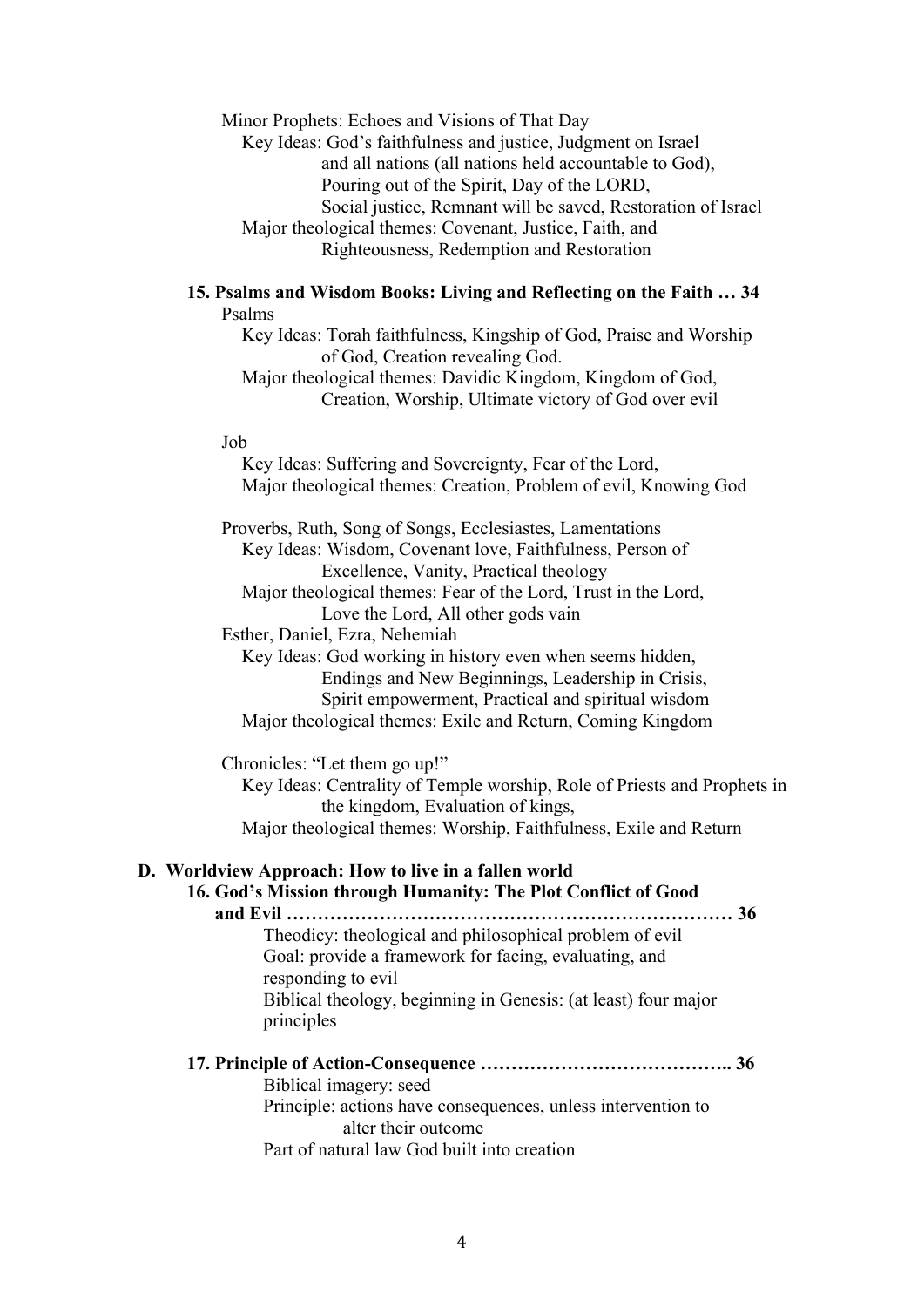Minor Prophets: Echoes and Visions of That Day

- Key Ideas: God's faithfulness and justice, Judgment on Israel and all nations (all nations held accountable to God), Pouring out of the Spirit, Day of the LORD, Social justice, Remnant will be saved, Restoration of Israel
- Major theological themes: Covenant, Justice, Faith, and Righteousness, Redemption and Restoration

### 15. Psalms and Wisdom Books: Living and Reflecting on the Faith … 34

Psalms

- Key Ideas: Torah faithfulness, Kingship of God, Praise and Worship of God, Creation revealing God.
- Major theological themes: Davidic Kingdom, Kingdom of God, Creation, Worship, Ultimate victory of God over evil

Job

- Key Ideas: Suffering and Sovereignty, Fear of the Lord,
- Major theological themes: Creation, Problem of evil, Knowing God

Proverbs, Ruth, Song of Songs, Ecclesiastes, Lamentations

- Key Ideas: Wisdom, Covenant love, Faithfulness, Person of Excellence, Vanity, Practical theology
- Major theological themes: Fear of the Lord, Trust in the Lord, Love the Lord, All other gods vain

Esther, Daniel, Ezra, Nehemiah

- Key Ideas: God working in history even when seems hidden, Endings and New Beginnings, Leadership in Crisis, Spirit empowerment, Practical and spiritual wisdom
- Major theological themes: Exile and Return, Coming Kingdom

Chronicles: "Let them go up!"

- Key Ideas: Centrality of Temple worship, Role of Priests and Prophets in the kingdom, Evaluation of kings,
- Major theological themes: Worship, Faithfulness, Exile and Return

## D. Worldview Approach: How to live in a fallen world

### 16. God's Mission through Humanity: The Plot Conflict of Good and Evil ……………………………………………………………… 36

Theodicy: theological and philosophical problem of evil
Goal: provide a framework for facing, evaluating, and responding to evil
Biblical theology, beginning in Genesis: (at least) four major principles

### 17. Principle of Action-Consequence ………………………………….. 36

Biblical imagery: seed
Principle: actions have consequences, unless intervention to alter their outcome
Part of natural law God built into creation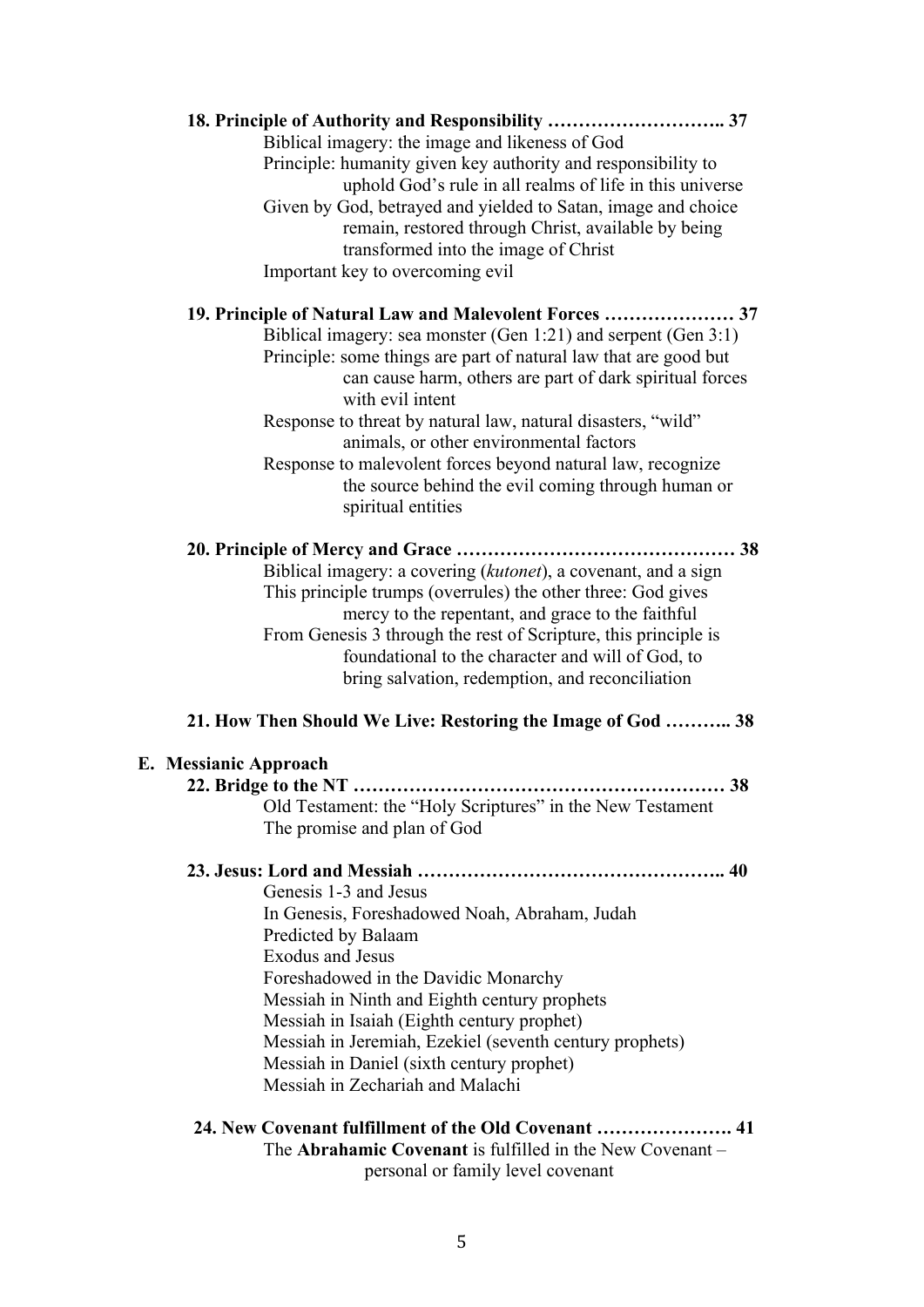**18. Principle of Authority and Responsibility ……………………….. 37**

Biblical imagery: the image and likeness of God
Principle: humanity given key authority and responsibility to uphold God's rule in all realms of life in this universe
Given by God, betrayed and yielded to Satan, image and choice remain, restored through Christ, available by being transformed into the image of Christ
Important key to overcoming evil

**19. Principle of Natural Law and Malevolent Forces ………………… 37**

Biblical imagery: sea monster (Gen 1:21) and serpent (Gen 3:1)
Principle: some things are part of natural law that are good but can cause harm, others are part of dark spiritual forces with evil intent
Response to threat by natural law, natural disasters, "wild" animals, or other environmental factors
Response to malevolent forces beyond natural law, recognize the source behind the evil coming through human or spiritual entities

**20. Principle of Mercy and Grace ……………………………………… 38**

Biblical imagery: a covering (*kutonet*), a covenant, and a sign
This principle trumps (overrules) the other three: God gives mercy to the repentant, and grace to the faithful
From Genesis 3 through the rest of Scripture, this principle is foundational to the character and will of God, to bring salvation, redemption, and reconciliation

**21. How Then Should We Live: Restoring the Image of God ……….. 38**

## E. Messianic Approach

**22. Bridge to the NT …………………………………………………… 38**

Old Testament: the "Holy Scriptures" in the New Testament
The promise and plan of God

**23. Jesus: Lord and Messiah ………………………………………….. 40**

Genesis 1-3 and Jesus
In Genesis, Foreshadowed Noah, Abraham, Judah
Predicted by Balaam
Exodus and Jesus
Foreshadowed in the Davidic Monarchy
Messiah in Ninth and Eighth century prophets
Messiah in Isaiah (Eighth century prophet)
Messiah in Jeremiah, Ezekiel (seventh century prophets)
Messiah in Daniel (sixth century prophet)
Messiah in Zechariah and Malachi

**24. New Covenant fulfillment of the Old Covenant …………………. 41**

The **Abrahamic Covenant** is fulfilled in the New Covenant – personal or family level covenant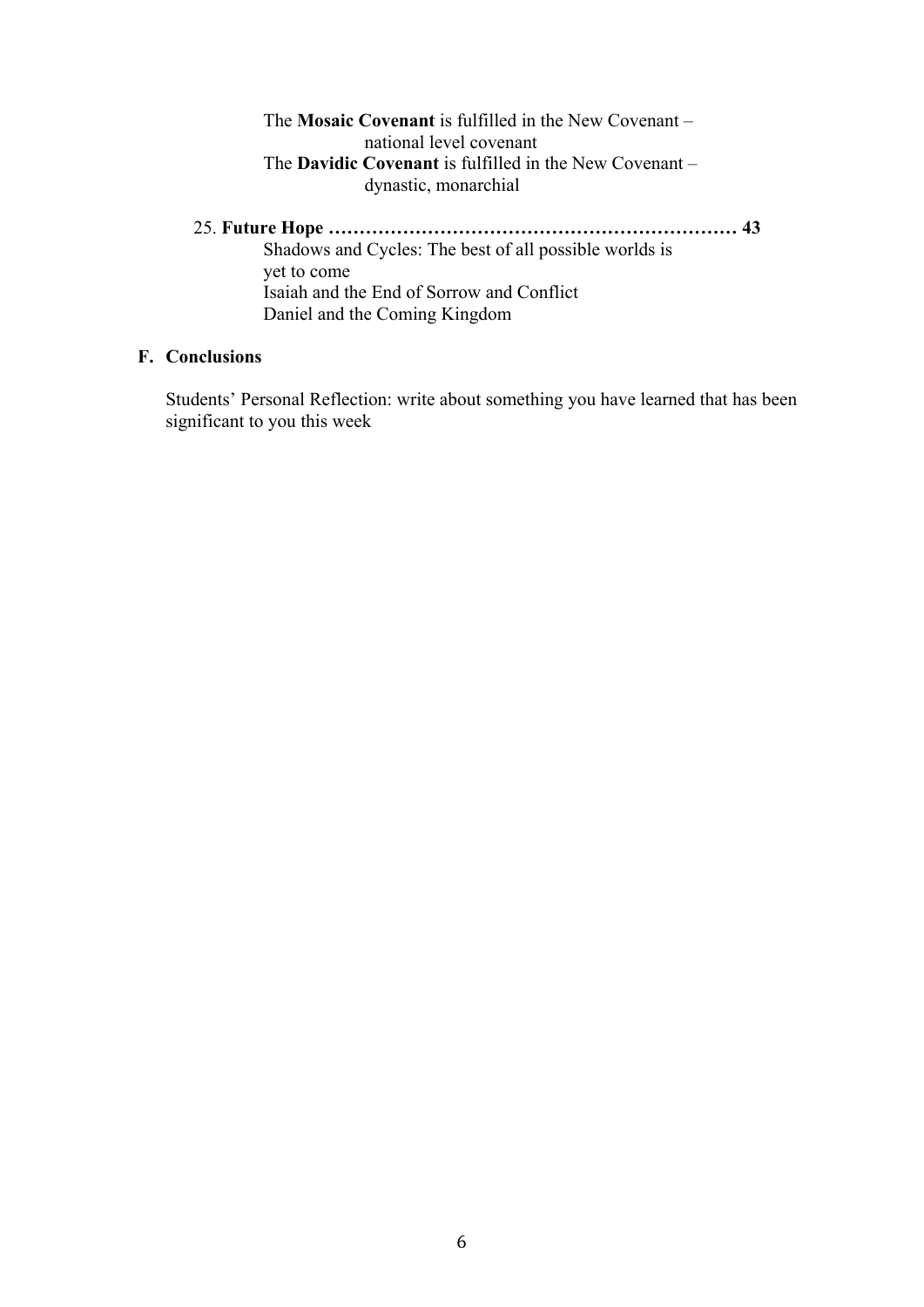The **Mosaic Covenant** is fulfilled in the New Covenant – national level covenant

The **Davidic Covenant** is fulfilled in the New Covenant – dynastic, monarchial

25. **Future Hope ………………………………………………………… 43**

    Shadows and Cycles: The best of all possible worlds is yet to come

    Isaiah and the End of Sorrow and Conflict

    Daniel and the Coming Kingdom

## F. Conclusions

Students' Personal Reflection: write about something you have learned that has been significant to you this week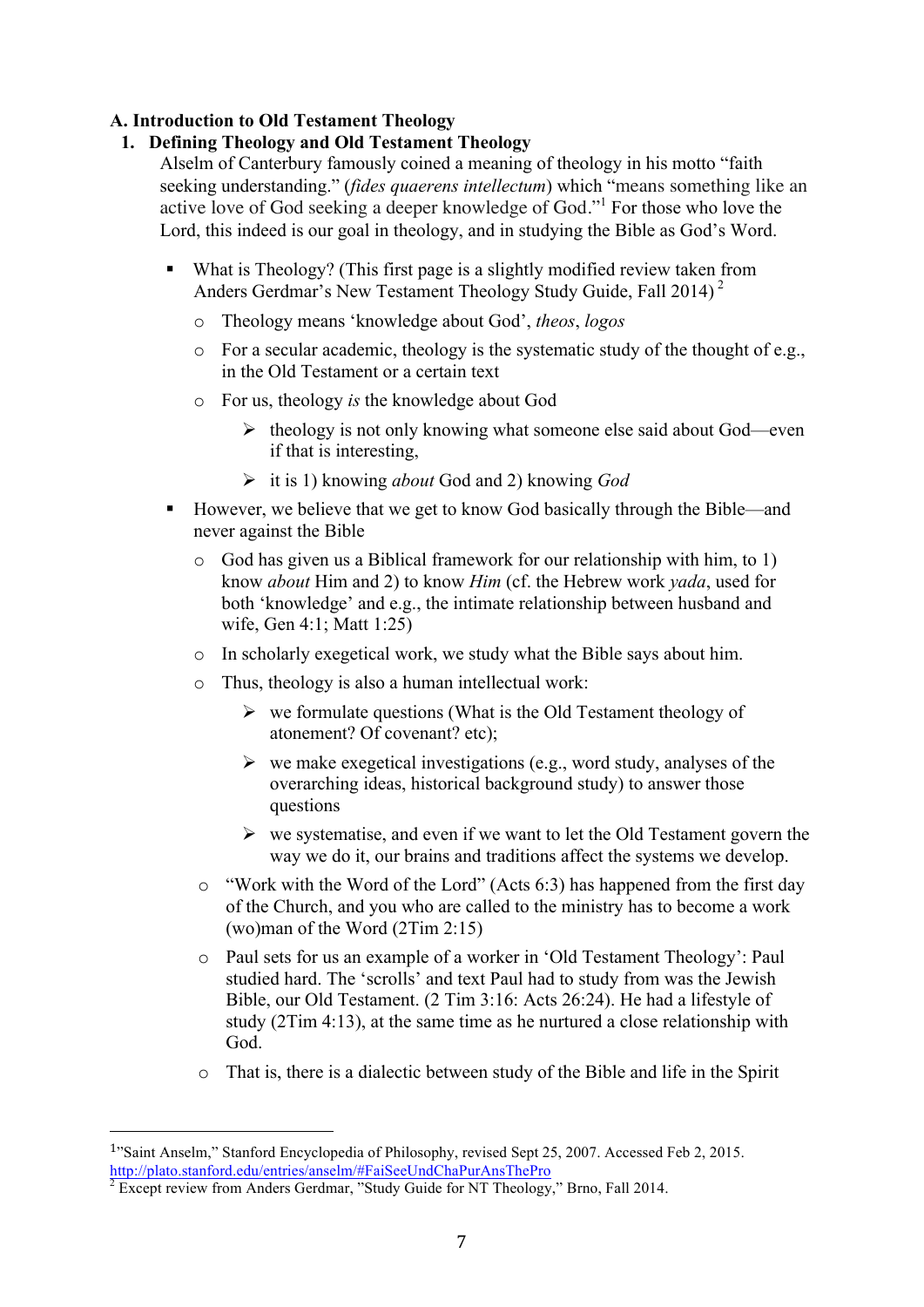## A. Introduction to Old Testament Theology

### 1. Defining Theology and Old Testament Theology

Alselm of Canterbury famously coined a meaning of theology in his motto "faith seeking understanding." (*fides quaerens intellectum*) which "means something like an active love of God seeking a deeper knowledge of God."[1] For those who love the Lord, this indeed is our goal in theology, and in studying the Bible as God's Word.

- What is Theology? (This first page is a slightly modified review taken from Anders Gerdmar's New Testament Theology Study Guide, Fall 2014) [2]
  - Theology means 'knowledge about God', *theos*, *logos*
  - For a secular academic, theology is the systematic study of the thought of e.g., in the Old Testament or a certain text
  - For us, theology *is* the knowledge about God
    - theology is not only knowing what someone else said about God—even if that is interesting,
    - it is 1) knowing *about* God and 2) knowing *God*
- However, we believe that we get to know God basically through the Bible—and never against the Bible
  - God has given us a Biblical framework for our relationship with him, to 1) know *about* Him and 2) to know *Him* (cf. the Hebrew work *yada*, used for both 'knowledge' and e.g., the intimate relationship between husband and wife, Gen 4:1; Matt 1:25)
  - In scholarly exegetical work, we study what the Bible says about him.
  - Thus, theology is also a human intellectual work:
    - we formulate questions (What is the Old Testament theology of atonement? Of covenant? etc);
    - we make exegetical investigations (e.g., word study, analyses of the overarching ideas, historical background study) to answer those questions
    - we systematise, and even if we want to let the Old Testament govern the way we do it, our brains and traditions affect the systems we develop.
  - "Work with the Word of the Lord" (Acts 6:3) has happened from the first day of the Church, and you who are called to the ministry has to become a work (wo)man of the Word (2Tim 2:15)
  - Paul sets for us an example of a worker in 'Old Testament Theology': Paul studied hard. The 'scrolls' and text Paul had to study from was the Jewish Bible, our Old Testament. (2 Tim 3:16: Acts 26:24). He had a lifestyle of study (2Tim 4:13), at the same time as he nurtured a close relationship with God.
  - That is, there is a dialectic between study of the Bible and life in the Spirit

---

[1] "Saint Anselm," Stanford Encyclopedia of Philosophy, revised Sept 25, 2007. Accessed Feb 2, 2015. http://plato.stanford.edu/entries/anselm/#FaiSeeUndChaPurAnsThePro

[2] Except review from Anders Gerdmar, "Study Guide for NT Theology," Brno, Fall 2014.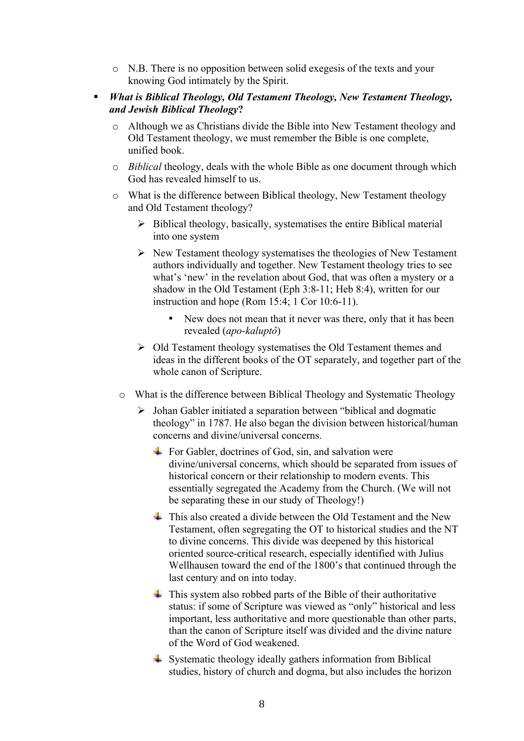- N.B. There is no opposition between solid exegesis of the texts and your knowing God intimately by the Spirit.

- ***What is Biblical Theology, Old Testament Theology, New Testament Theology, and Jewish Biblical Theology?***
  - Although we as Christians divide the Bible into New Testament theology and Old Testament theology, we must remember the Bible is one complete, unified book.
  - *Biblical* theology, deals with the whole Bible as one document through which God has revealed himself to us.
  - What is the difference between Biblical theology, New Testament theology and Old Testament theology?
    - Biblical theology, basically, systematises the entire Biblical material into one system
    - New Testament theology systematises the theologies of New Testament authors individually and together. New Testament theology tries to see what's 'new' in the revelation about God, that was often a mystery or a shadow in the Old Testament (Eph 3:8-11; Heb 8:4), written for our instruction and hope (Rom 15:4; 1 Cor 10:6-11).
      - New does not mean that it never was there, only that it has been revealed (*apo-kaluptô*)
    - Old Testament theology systematises the Old Testament themes and ideas in the different books of the OT separately, and together part of the whole canon of Scripture.
  - What is the difference between Biblical Theology and Systematic Theology
    - Johan Gabler initiated a separation between "biblical and dogmatic theology" in 1787. He also began the division between historical/human concerns and divine/universal concerns.
      - For Gabler, doctrines of God, sin, and salvation were divine/universal concerns, which should be separated from issues of historical concern or their relationship to modern events. This essentially segregated the Academy from the Church. (We will not be separating these in our study of Theology!)
      - This also created a divide between the Old Testament and the New Testament, often segregating the OT to historical studies and the NT to divine concerns. This divide was deepened by this historical oriented source-critical research, especially identified with Julius Wellhausen toward the end of the 1800's that continued through the last century and on into today.
      - This system also robbed parts of the Bible of their authoritative status: if some of Scripture was viewed as "only" historical and less important, less authoritative and more questionable than other parts, than the canon of Scripture itself was divided and the divine nature of the Word of God weakened.
      - Systematic theology ideally gathers information from Biblical studies, history of church and dogma, but also includes the horizon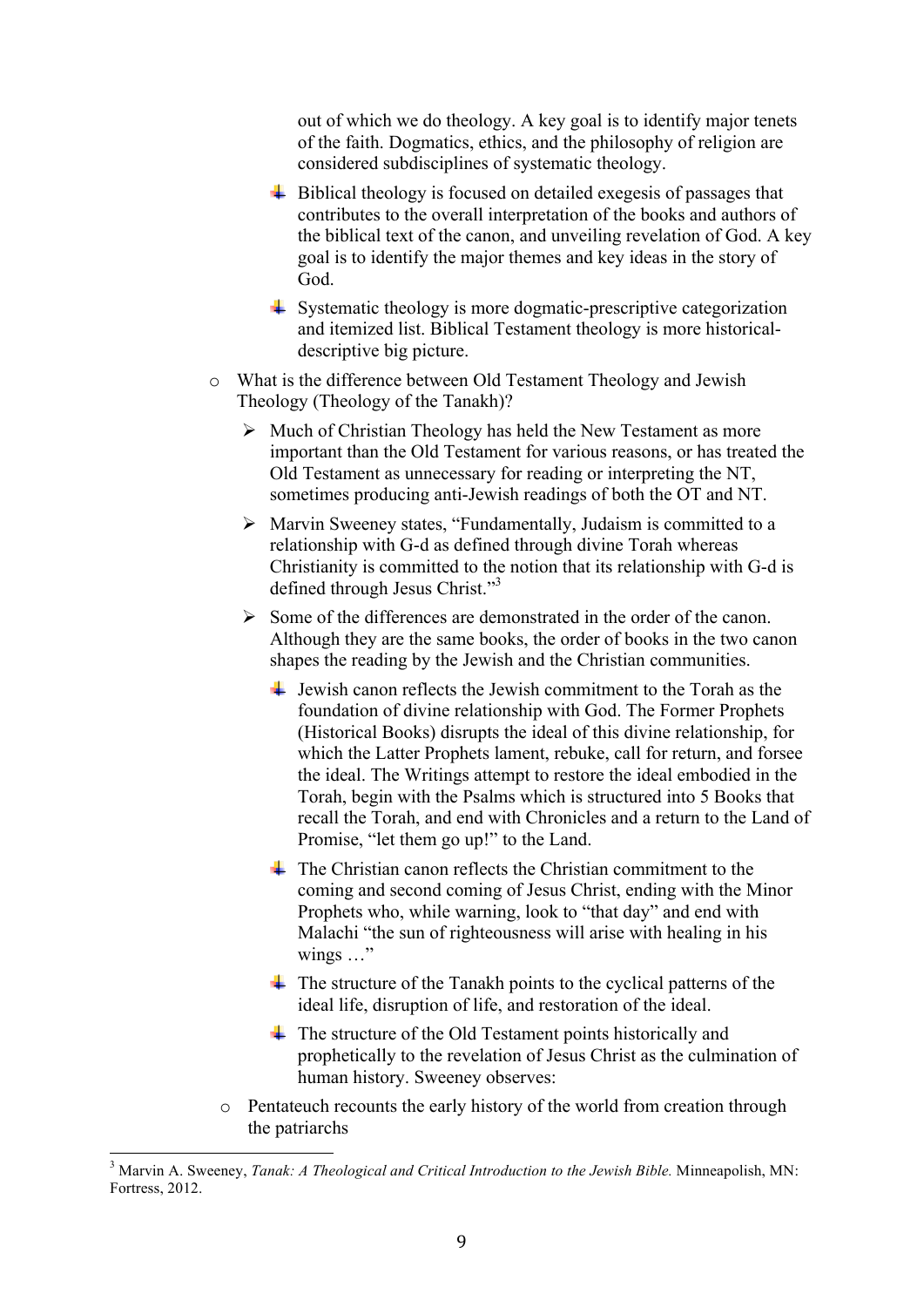out of which we do theology. A key goal is to identify major tenets of the faith. Dogmatics, ethics, and the philosophy of religion are considered subdisciplines of systematic theology.

    - Biblical theology is focused on detailed exegesis of passages that contributes to the overall interpretation of the books and authors of the biblical text of the canon, and unveiling revelation of God. A key goal is to identify the major themes and key ideas in the story of God.

    - Systematic theology is more dogmatic-prescriptive categorization and itemized list. Biblical Testament theology is more historical-descriptive big picture.

- What is the difference between Old Testament Theology and Jewish Theology (Theology of the Tanakh)?

  - Much of Christian Theology has held the New Testament as more important than the Old Testament for various reasons, or has treated the Old Testament as unnecessary for reading or interpreting the NT, sometimes producing anti-Jewish readings of both the OT and NT.

  - Marvin Sweeney states, "Fundamentally, Judaism is committed to a relationship with G-d as defined through divine Torah whereas Christianity is committed to the notion that its relationship with G-d is defined through Jesus Christ."[3]

  - Some of the differences are demonstrated in the order of the canon. Although they are the same books, the order of books in the two canon shapes the reading by the Jewish and the Christian communities.

    - Jewish canon reflects the Jewish commitment to the Torah as the foundation of divine relationship with God. The Former Prophets (Historical Books) disrupts the ideal of this divine relationship, for which the Latter Prophets lament, rebuke, call for return, and forsee the ideal. The Writings attempt to restore the ideal embodied in the Torah, begin with the Psalms which is structured into 5 Books that recall the Torah, and end with Chronicles and a return to the Land of Promise, "let them go up!" to the Land.

    - The Christian canon reflects the Christian commitment to the coming and second coming of Jesus Christ, ending with the Minor Prophets who, while warning, look to "that day" and end with Malachi "the sun of righteousness will arise with healing in his wings …"

    - The structure of the Tanakh points to the cyclical patterns of the ideal life, disruption of life, and restoration of the ideal.

    - The structure of the Old Testament points historically and prophetically to the revelation of Jesus Christ as the culmination of human history. Sweeney observes:

- Pentateuch recounts the early history of the world from creation through the patriarchs

---

[3] Marvin A. Sweeney, *Tanak: A Theological and Critical Introduction to the Jewish Bible.* Minneapolish, MN: Fortress, 2012.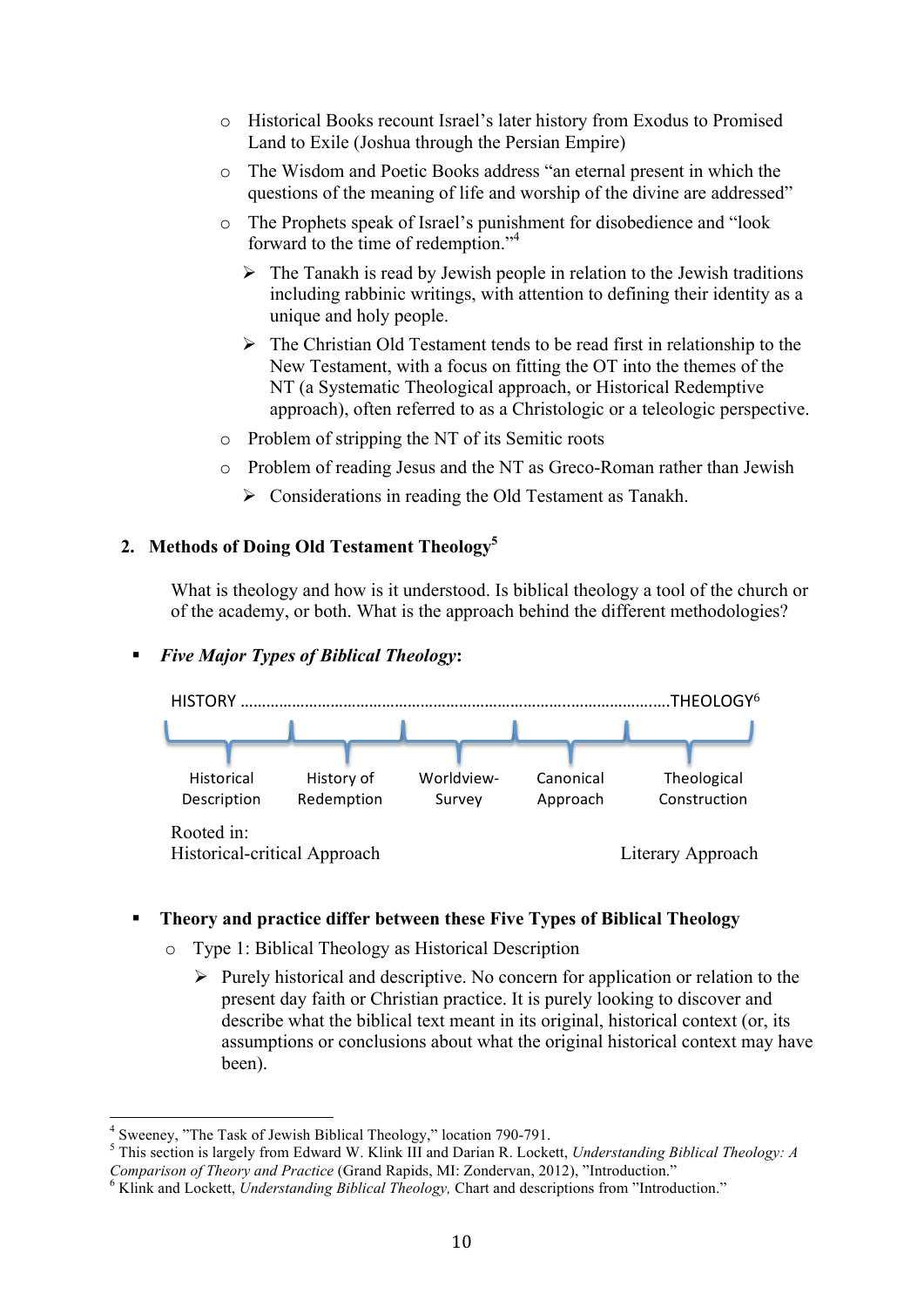- Historical Books recount Israel's later history from Exodus to Promised Land to Exile (Joshua through the Persian Empire)
- The Wisdom and Poetic Books address "an eternal present in which the questions of the meaning of life and worship of the divine are addressed"
- The Prophets speak of Israel's punishment for disobedience and "look forward to the time of redemption."[4]
  - The Tanakh is read by Jewish people in relation to the Jewish traditions including rabbinic writings, with attention to defining their identity as a unique and holy people.
  - The Christian Old Testament tends to be read first in relationship to the New Testament, with a focus on fitting the OT into the themes of the NT (a Systematic Theological approach, or Historical Redemptive approach), often referred to as a Christologic or a teleologic perspective.
- Problem of stripping the NT of its Semitic roots
- Problem of reading Jesus and the NT as Greco-Roman rather than Jewish
  - Considerations in reading the Old Testament as Tanakh.

## 2. Methods of Doing Old Testament Theology[5]

What is theology and how is it understood. Is biblical theology a tool of the church or of the academy, or both. What is the approach behind the different methodologies?

- ***Five Major Types of Biblical Theology*:**

HISTORY ……………………………………………………………………………………THEOLOGY[6]

| Historical Description | History of Redemption | Worldview-Survey | Canonical Approach | Theological Construction |
|---|---|---|---|---|

Rooted in:
Historical-critical Approach ………… Literary Approach

- **Theory and practice differ between these Five Types of Biblical Theology**
  - Type 1: Biblical Theology as Historical Description
    - Purely historical and descriptive. No concern for application or relation to the present day faith or Christian practice. It is purely looking to discover and describe what the biblical text meant in its original, historical context (or, its assumptions or conclusions about what the original historical context may have been).

---

[4] Sweeney, "The Task of Jewish Biblical Theology," location 790-791.

[5] This section is largely from Edward W. Klink III and Darian R. Lockett, *Understanding Biblical Theology: A Comparison of Theory and Practice* (Grand Rapids, MI: Zondervan, 2012), "Introduction."

[6] Klink and Lockett, *Understanding Biblical Theology,* Chart and descriptions from "Introduction."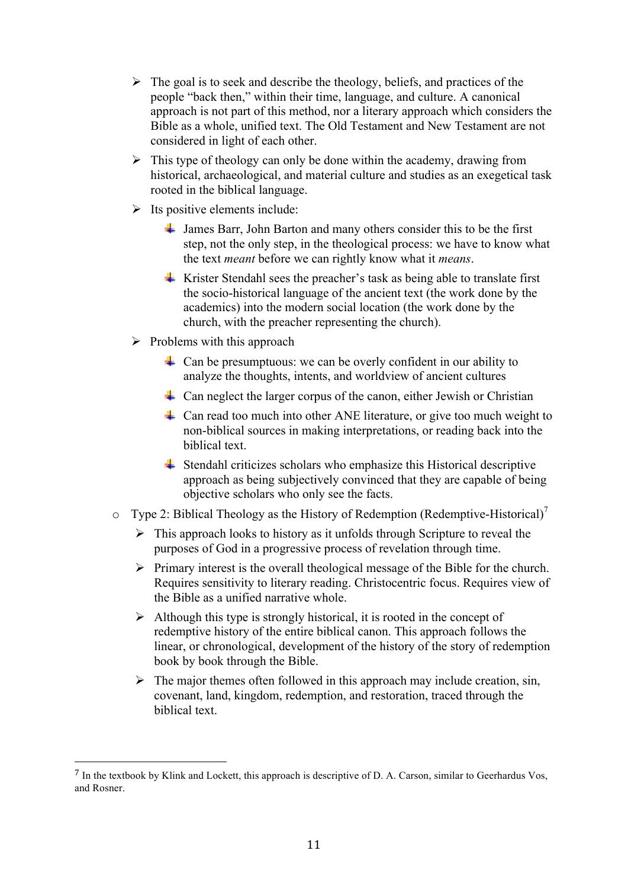- The goal is to seek and describe the theology, beliefs, and practices of the people "back then," within their time, language, and culture. A canonical approach is not part of this method, nor a literary approach which considers the Bible as a whole, unified text. The Old Testament and New Testament are not considered in light of each other.
- This type of theology can only be done within the academy, drawing from historical, archaeological, and material culture and studies as an exegetical task rooted in the biblical language.
- Its positive elements include:
  - James Barr, John Barton and many others consider this to be the first step, not the only step, in the theological process: we have to know what the text *meant* before we can rightly know what it *means*.
  - Krister Stendahl sees the preacher's task as being able to translate first the socio-historical language of the ancient text (the work done by the academics) into the modern social location (the work done by the church, with the preacher representing the church).
- Problems with this approach
  - Can be presumptuous: we can be overly confident in our ability to analyze the thoughts, intents, and worldview of ancient cultures
  - Can neglect the larger corpus of the canon, either Jewish or Christian
  - Can read too much into other ANE literature, or give too much weight to non-biblical sources in making interpretations, or reading back into the biblical text.
  - Stendahl criticizes scholars who emphasize this Historical descriptive approach as being subjectively convinced that they are capable of being objective scholars who only see the facts.

- Type 2: Biblical Theology as the History of Redemption (Redemptive-Historical)[7]
  - This approach looks to history as it unfolds through Scripture to reveal the purposes of God in a progressive process of revelation through time.
  - Primary interest is the overall theological message of the Bible for the church. Requires sensitivity to literary reading. Christocentric focus. Requires view of the Bible as a unified narrative whole.
  - Although this type is strongly historical, it is rooted in the concept of redemptive history of the entire biblical canon. This approach follows the linear, or chronological, development of the history of the story of redemption book by book through the Bible.
  - The major themes often followed in this approach may include creation, sin, covenant, land, kingdom, redemption, and restoration, traced through the biblical text.

---

[7] In the textbook by Klink and Lockett, this approach is descriptive of D. A. Carson, similar to Geerhardus Vos, and Rosner.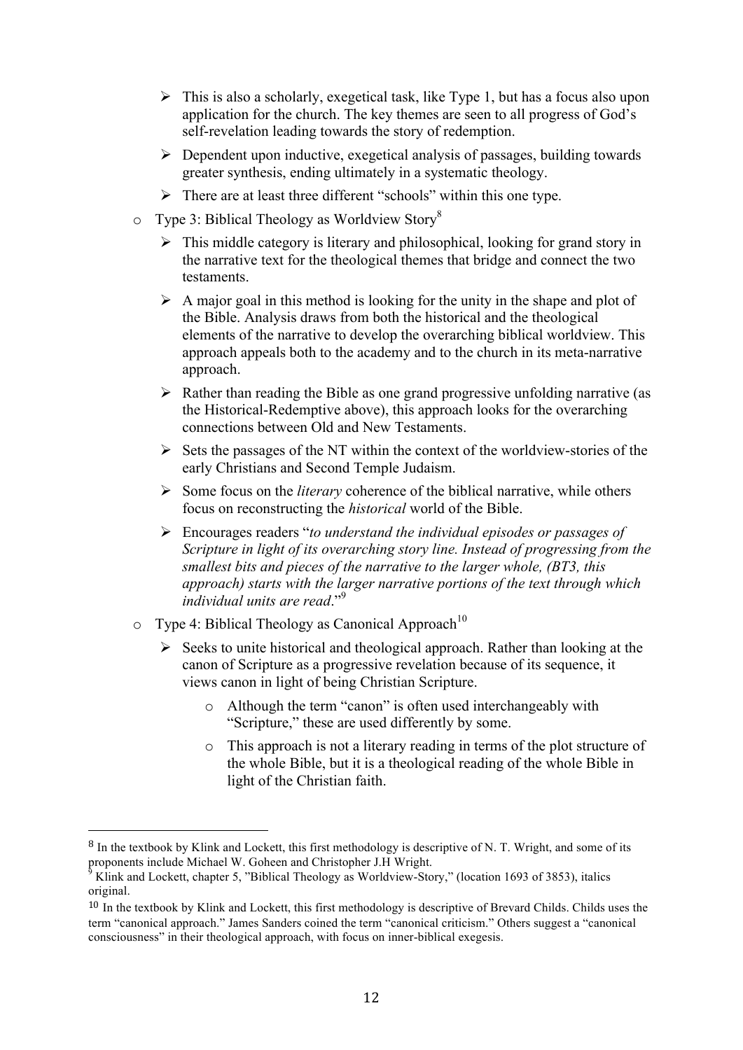- This is also a scholarly, exegetical task, like Type 1, but has a focus also upon application for the church. The key themes are seen to all progress of God's self-revelation leading towards the story of redemption.
   - Dependent upon inductive, exegetical analysis of passages, building towards greater synthesis, ending ultimately in a systematic theology.
   - There are at least three different "schools" within this one type.
- Type 3: Biblical Theology as Worldview Story[8]
   - This middle category is literary and philosophical, looking for grand story in the narrative text for the theological themes that bridge and connect the two testaments.
   - A major goal in this method is looking for the unity in the shape and plot of the Bible. Analysis draws from both the historical and the theological elements of the narrative to develop the overarching biblical worldview. This approach appeals both to the academy and to the church in its meta-narrative approach.
   - Rather than reading the Bible as one grand progressive unfolding narrative (as the Historical-Redemptive above), this approach looks for the overarching connections between Old and New Testaments.
   - Sets the passages of the NT within the context of the worldview-stories of the early Christians and Second Temple Judaism.
   - Some focus on the *literary* coherence of the biblical narrative, while others focus on reconstructing the *historical* world of the Bible.
   - Encourages readers "*to understand the individual episodes or passages of Scripture in light of its overarching story line. Instead of progressing from the smallest bits and pieces of the narrative to the larger whole, (BT3, this approach) starts with the larger narrative portions of the text through which individual units are read*."[9]
- Type 4: Biblical Theology as Canonical Approach[10]
   - Seeks to unite historical and theological approach. Rather than looking at the canon of Scripture as a progressive revelation because of its sequence, it views canon in light of being Christian Scripture.
      - Although the term "canon" is often used interchangeably with "Scripture," these are used differently by some.
      - This approach is not a literary reading in terms of the plot structure of the whole Bible, but it is a theological reading of the whole Bible in light of the Christian faith.

---

[8] In the textbook by Klink and Lockett, this first methodology is descriptive of N. T. Wright, and some of its proponents include Michael W. Goheen and Christopher J.H Wright.

[9] Klink and Lockett, chapter 5, "Biblical Theology as Worldview-Story," (location 1693 of 3853), italics original.

[10] In the textbook by Klink and Lockett, this first methodology is descriptive of Brevard Childs. Childs uses the term "canonical approach." James Sanders coined the term "canonical criticism." Others suggest a "canonical consciousness" in their theological approach, with focus on inner-biblical exegesis.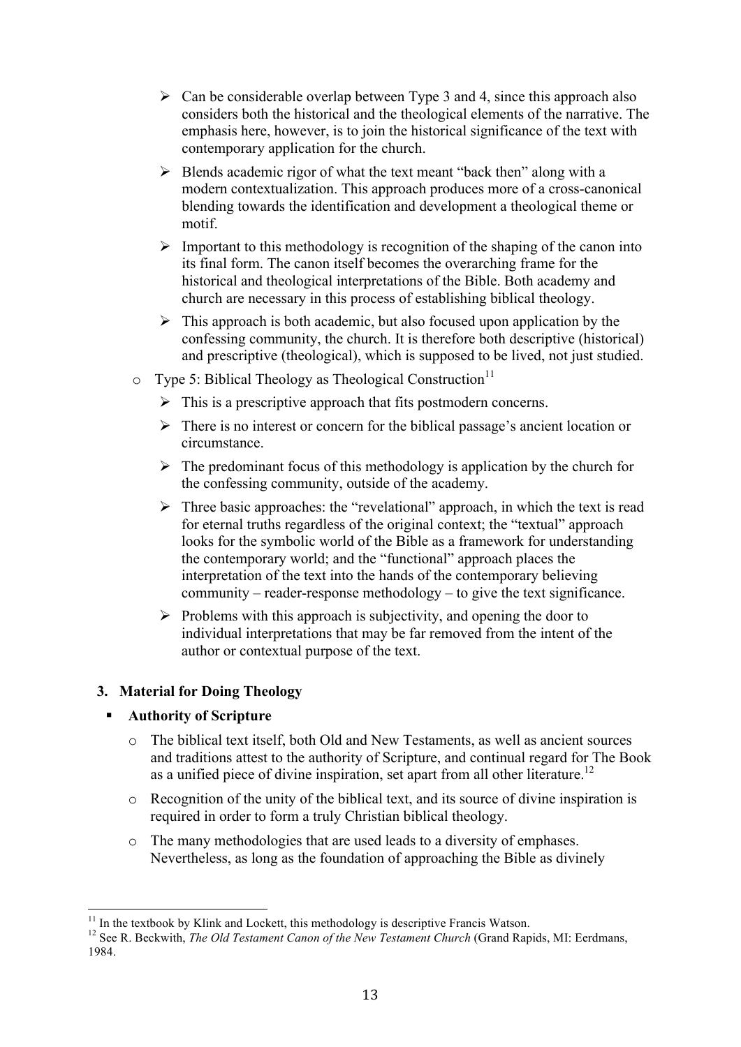- Can be considerable overlap between Type 3 and 4, since this approach also considers both the historical and the theological elements of the narrative. The emphasis here, however, is to join the historical significance of the text with contemporary application for the church.
    - Blends academic rigor of what the text meant "back then" along with a modern contextualization. This approach produces more of a cross-canonical blending towards the identification and development a theological theme or motif.
    - Important to this methodology is recognition of the shaping of the canon into its final form. The canon itself becomes the overarching frame for the historical and theological interpretations of the Bible. Both academy and church are necessary in this process of establishing biblical theology.
    - This approach is both academic, but also focused upon application by the confessing community, the church. It is therefore both descriptive (historical) and prescriptive (theological), which is supposed to be lived, not just studied.
  - Type 5: Biblical Theology as Theological Construction[11]
    - This is a prescriptive approach that fits postmodern concerns.
    - There is no interest or concern for the biblical passage's ancient location or circumstance.
    - The predominant focus of this methodology is application by the church for the confessing community, outside of the academy.
    - Three basic approaches: the "revelational" approach, in which the text is read for eternal truths regardless of the original context; the "textual" approach looks for the symbolic world of the Bible as a framework for understanding the contemporary world; and the "functional" approach places the interpretation of the text into the hands of the contemporary believing community – reader-response methodology – to give the text significance.
    - Problems with this approach is subjectivity, and opening the door to individual interpretations that may be far removed from the intent of the author or contextual purpose of the text.

### 3. Material for Doing Theology

- **Authority of Scripture**
  - The biblical text itself, both Old and New Testaments, as well as ancient sources and traditions attest to the authority of Scripture, and continual regard for The Book as a unified piece of divine inspiration, set apart from all other literature.[12]
  - Recognition of the unity of the biblical text, and its source of divine inspiration is required in order to form a truly Christian biblical theology.
  - The many methodologies that are used leads to a diversity of emphases. Nevertheless, as long as the foundation of approaching the Bible as divinely

---

[11] In the textbook by Klink and Lockett, this methodology is descriptive Francis Watson.

[12] See R. Beckwith, *The Old Testament Canon of the New Testament Church* (Grand Rapids, MI: Eerdmans, 1984.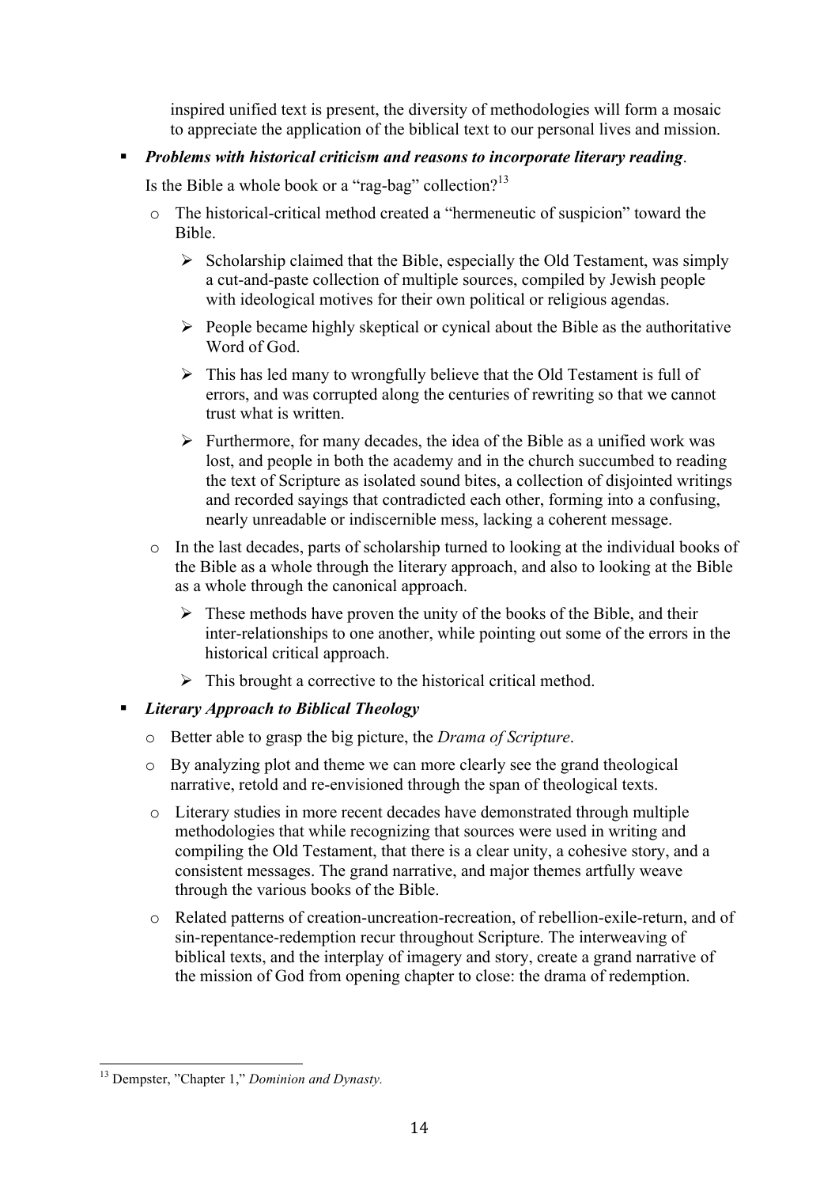inspired unified text is present, the diversity of methodologies will form a mosaic to appreciate the application of the biblical text to our personal lives and mission.

- ***Problems with historical criticism and reasons to incorporate literary reading***.

  Is the Bible a whole book or a "rag-bag" collection?[13]

  - The historical-critical method created a "hermeneutic of suspicion" toward the Bible.
    - Scholarship claimed that the Bible, especially the Old Testament, was simply a cut-and-paste collection of multiple sources, compiled by Jewish people with ideological motives for their own political or religious agendas.
    - People became highly skeptical or cynical about the Bible as the authoritative Word of God.
    - This has led many to wrongfully believe that the Old Testament is full of errors, and was corrupted along the centuries of rewriting so that we cannot trust what is written.
    - Furthermore, for many decades, the idea of the Bible as a unified work was lost, and people in both the academy and in the church succumbed to reading the text of Scripture as isolated sound bites, a collection of disjointed writings and recorded sayings that contradicted each other, forming into a confusing, nearly unreadable or indiscernible mess, lacking a coherent message.
  - In the last decades, parts of scholarship turned to looking at the individual books of the Bible as a whole through the literary approach, and also to looking at the Bible as a whole through the canonical approach.
    - These methods have proven the unity of the books of the Bible, and their inter-relationships to one another, while pointing out some of the errors in the historical critical approach.
    - This brought a corrective to the historical critical method.

- ***Literary Approach to Biblical Theology***
  - Better able to grasp the big picture, the *Drama of Scripture*.
  - By analyzing plot and theme we can more clearly see the grand theological narrative, retold and re-envisioned through the span of theological texts.
  - Literary studies in more recent decades have demonstrated through multiple methodologies that while recognizing that sources were used in writing and compiling the Old Testament, that there is a clear unity, a cohesive story, and a consistent messages. The grand narrative, and major themes artfully weave through the various books of the Bible.
  - Related patterns of creation-uncreation-recreation, of rebellion-exile-return, and of sin-repentance-redemption recur throughout Scripture. The interweaving of biblical texts, and the interplay of imagery and story, create a grand narrative of the mission of God from opening chapter to close: the drama of redemption.

---

[13] Dempster, "Chapter 1," *Dominion and Dynasty.*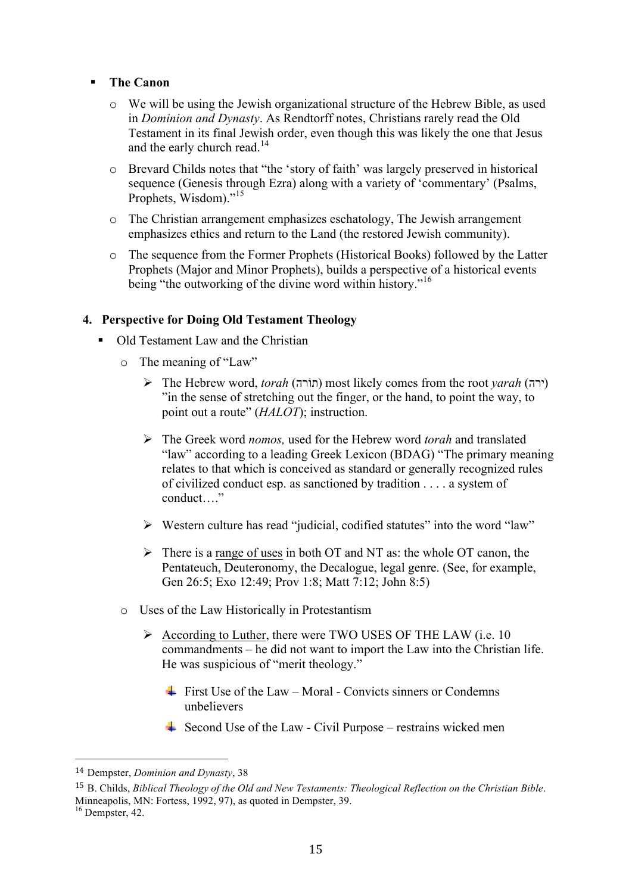- **The Canon**
  - We will be using the Jewish organizational structure of the Hebrew Bible, as used in *Dominion and Dynasty*. As Rendtorff notes, Christians rarely read the Old Testament in its final Jewish order, even though this was likely the one that Jesus and the early church read.[14]
  - Brevard Childs notes that "the 'story of faith' was largely preserved in historical sequence (Genesis through Ezra) along with a variety of 'commentary' (Psalms, Prophets, Wisdom)."[15]
  - The Christian arrangement emphasizes eschatology, The Jewish arrangement emphasizes ethics and return to the Land (the restored Jewish community).
  - The sequence from the Former Prophets (Historical Books) followed by the Latter Prophets (Major and Minor Prophets), builds a perspective of a historical events being "the outworking of the divine word within history."[16]

## 4. Perspective for Doing Old Testament Theology

- Old Testament Law and the Christian
  - The meaning of "Law"
    - The Hebrew word, *torah* (תּוֹרה) most likely comes from the root *yarah* (ירה) "in the sense of stretching out the finger, or the hand, to point the way, to point out a route" (*HALOT*); instruction.
    - The Greek word *nomos,* used for the Hebrew word *torah* and translated "law" according to a leading Greek Lexicon (BDAG) "The primary meaning relates to that which is conceived as standard or generally recognized rules of civilized conduct esp. as sanctioned by tradition . . . . a system of conduct…."
    - Western culture has read "judicial, codified statutes" into the word "law"
    - There is a <u>range of uses</u> in both OT and NT as: the whole OT canon, the Pentateuch, Deuteronomy, the Decalogue, legal genre. (See, for example, Gen 26:5; Exo 12:49; Prov 1:8; Matt 7:12; John 8:5)
  - Uses of the Law Historically in Protestantism
    - <u>According to Luther</u>, there were TWO USES OF THE LAW (i.e. 10 commandments – he did not want to import the Law into the Christian life. He was suspicious of "merit theology."
      - First Use of the Law – Moral - Convicts sinners or Condemns unbelievers
      - Second Use of the Law - Civil Purpose – restrains wicked men

---

[14] Dempster, *Dominion and Dynasty*, 38

[15] B. Childs, *Biblical Theology of the Old and New Testaments: Theological Reflection on the Christian Bible*. Minneapolis, MN: Fortess, 1992, 97), as quoted in Dempster, 39.

[16] Dempster, 42.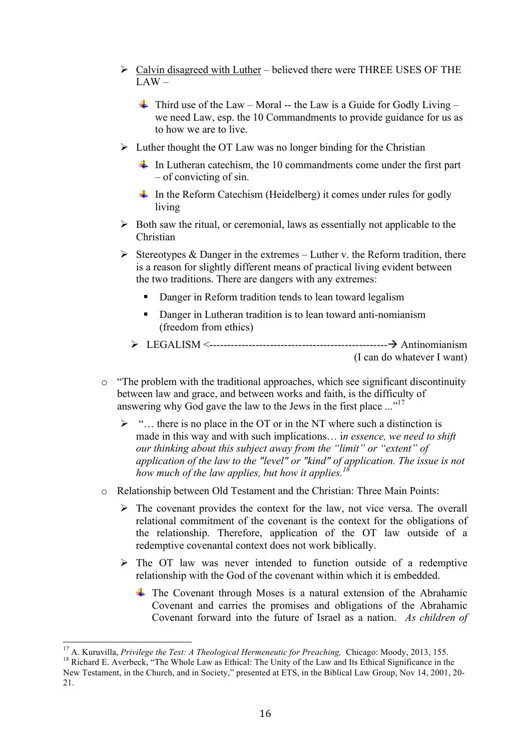- <u>Calvin disagreed with Luther</u> – believed there were THREE USES OF THE LAW –
  - Third use of the Law – Moral -- the Law is a Guide for Godly Living – we need Law, esp. the 10 Commandments to provide guidance for us as to how we are to live.
- Luther thought the OT Law was no longer binding for the Christian
  - In Lutheran catechism, the 10 commandments come under the first part – of convicting of sin.
  - In the Reform Catechism (Heidelberg) it comes under rules for godly living
- Both saw the ritual, or ceremonial, laws as essentially not applicable to the Christian
- Stereotypes & Danger in the extremes – Luther v. the Reform tradition, there is a reason for slightly different means of practical living evident between the two traditions. There are dangers with any extremes:
  - Danger in Reform tradition tends to lean toward legalism
  - Danger in Lutheran tradition is to lean toward anti-nomianism (freedom from ethics)
- LEGALISM <--------------------------------------------------→ Antinomianism (I can do whatever I want)

- "The problem with the traditional approaches, which see significant discontinuity between law and grace, and between works and faith, is the difficulty of answering why God gave the law to the Jews in the first place ..."[17]
  - "… there is no place in the OT or in the NT where such a distinction is made in this way and with such implications… i*n essence, we need to shift our thinking about this subject away from the "limit" or "extent" of application of the law to the "level" or "kind" of application. The issue is not how much of the law applies, but how it applies.*[18]
- Relationship between Old Testament and the Christian: Three Main Points:
  - The covenant provides the context for the law, not vice versa. The overall relational commitment of the covenant is the context for the obligations of the relationship. Therefore, application of the OT law outside of a redemptive covenantal context does not work biblically.
  - The OT law was never intended to function outside of a redemptive relationship with the God of the covenant within which it is embedded.
    - The Covenant through Moses is a natural extension of the Abrahamic Covenant and carries the promises and obligations of the Abrahamic Covenant forward into the future of Israel as a nation. *As children of*

---

[17] A. Kuruvilla, *Privilege the Test: A Theological Hermeneutic for Preaching,* Chicago: Moody, 2013, 155.

[18] Richard E. Averbeck, "The Whole Law as Ethical: The Unity of the Law and Its Ethical Significance in the New Testament, in the Church, and in Society," presented at ETS, in the Biblical Law Group, Nov 14, 2001, 20-21.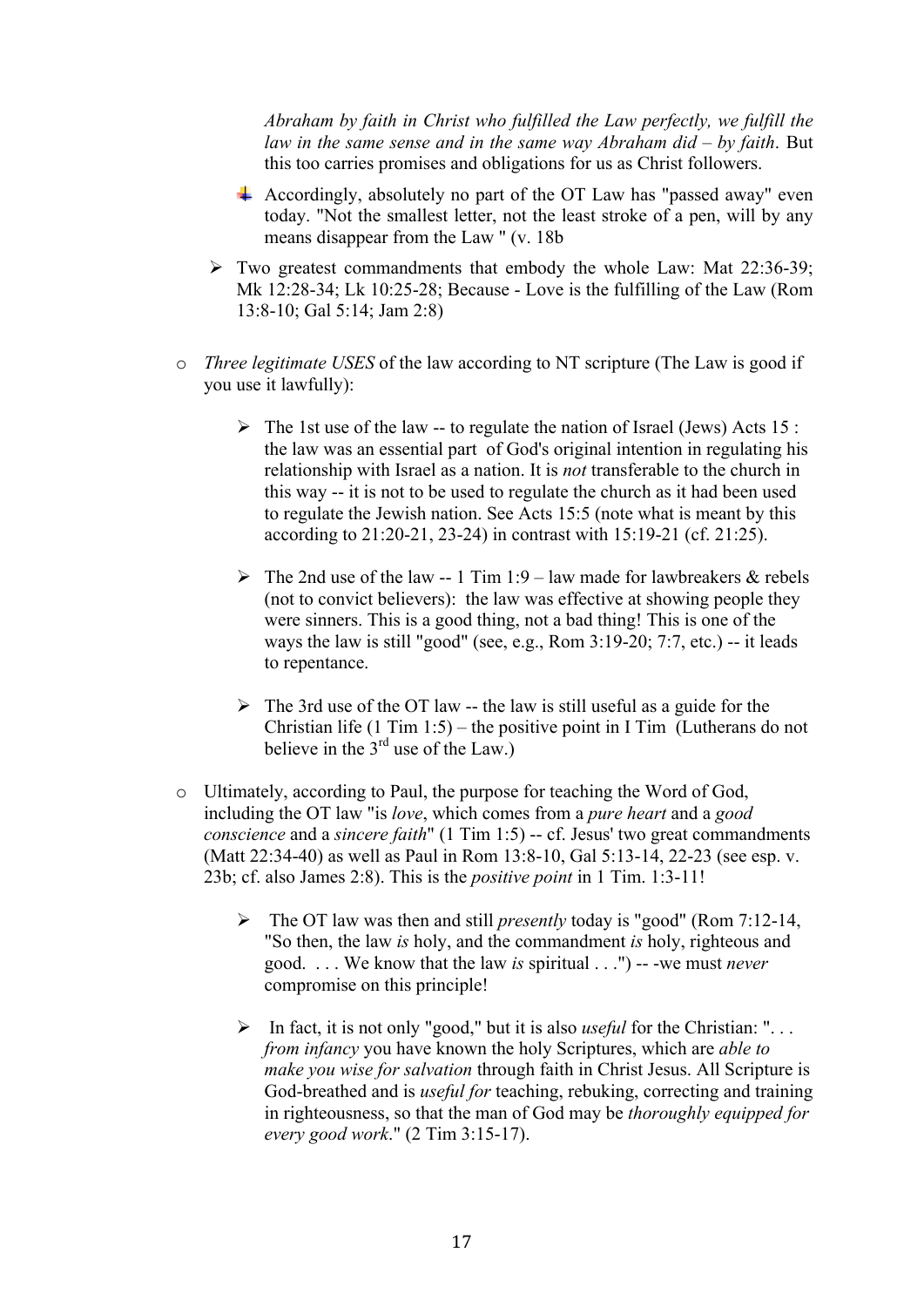*Abraham by faith in Christ who fulfilled the Law perfectly, we fulfill the law in the same sense and in the same way Abraham did – by faith*. But this too carries promises and obligations for us as Christ followers.

- Accordingly, absolutely no part of the OT Law has "passed away" even today. "Not the smallest letter, not the least stroke of a pen, will by any means disappear from the Law " (v. 18b

- Two greatest commandments that embody the whole Law: Mat 22:36-39; Mk 12:28-34; Lk 10:25-28; Because - Love is the fulfilling of the Law (Rom 13:8-10; Gal 5:14; Jam 2:8)

- *Three legitimate USES* of the law according to NT scripture (The Law is good if you use it lawfully):

  - The 1st use of the law -- to regulate the nation of Israel (Jews) Acts 15 : the law was an essential part of God's original intention in regulating his relationship with Israel as a nation. It is *not* transferable to the church in this way -- it is not to be used to regulate the church as it had been used to regulate the Jewish nation. See Acts 15:5 (note what is meant by this according to 21:20-21, 23-24) in contrast with 15:19-21 (cf. 21:25).

  - The 2nd use of the law -- 1 Tim 1:9 – law made for lawbreakers & rebels (not to convict believers): the law was effective at showing people they were sinners. This is a good thing, not a bad thing! This is one of the ways the law is still "good" (see, e.g., Rom 3:19-20; 7:7, etc.) -- it leads to repentance.

  - The 3rd use of the OT law -- the law is still useful as a guide for the Christian life (1 Tim 1:5) – the positive point in I Tim (Lutherans do not believe in the 3rd use of the Law.)

- Ultimately, according to Paul, the purpose for teaching the Word of God, including the OT law "is *love*, which comes from a *pure heart* and a *good conscience* and a *sincere faith*" (1 Tim 1:5) -- cf. Jesus' two great commandments (Matt 22:34-40) as well as Paul in Rom 13:8-10, Gal 5:13-14, 22-23 (see esp. v. 23b; cf. also James 2:8). This is the *positive point* in 1 Tim. 1:3-11!

  - The OT law was then and still *presently* today is "good" (Rom 7:12-14, "So then, the law *is* holy, and the commandment *is* holy, righteous and good. . . . We know that the law *is* spiritual . . .") -- -we must *never* compromise on this principle!

  - In fact, it is not only "good," but it is also *useful* for the Christian: ". . . *from infancy* you have known the holy Scriptures, which are *able to make you wise for salvation* through faith in Christ Jesus. All Scripture is God-breathed and is *useful for* teaching, rebuking, correcting and training in righteousness, so that the man of God may be *thoroughly equipped for every good work*." (2 Tim 3:15-17).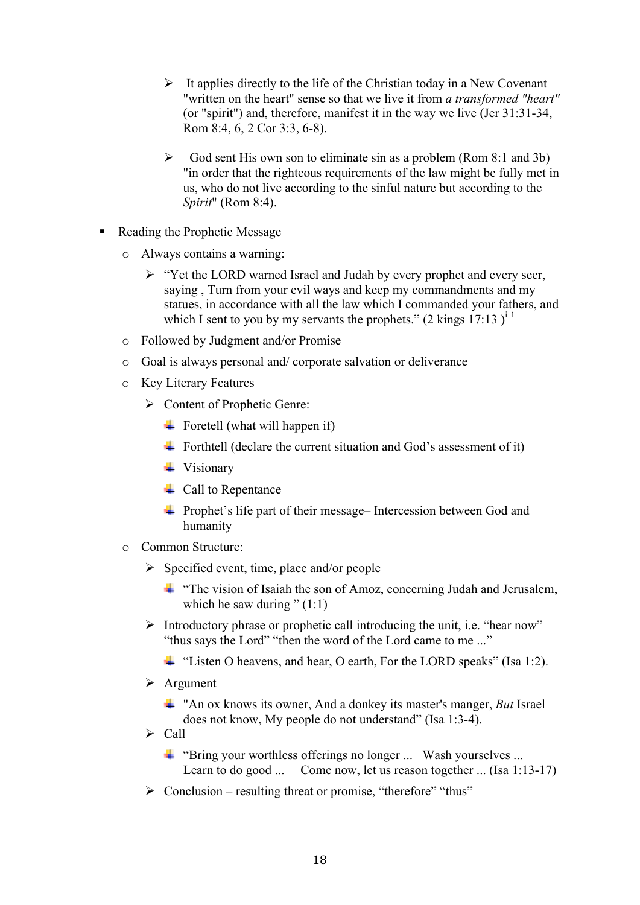- It applies directly to the life of the Christian today in a New Covenant "written on the heart" sense so that we live it from *a transformed "heart"* (or "spirit") and, therefore, manifest it in the way we live (Jer 31:31-34, Rom 8:4, 6, 2 Cor 3:3, 6-8).

- God sent His own son to eliminate sin as a problem (Rom 8:1 and 3b) "in order that the righteous requirements of the law might be fully met in us, who do not live according to the sinful nature but according to the *Spirit*" (Rom 8:4).

- Reading the Prophetic Message
  - Always contains a warning:
    - "Yet the LORD warned Israel and Judah by every prophet and every seer, saying , Turn from your evil ways and keep my commandments and my statues, in accordance with all the law which I commanded your fathers, and which I sent to you by my servants the prophets." (2 kings 17:13 )[i 1]
  - Followed by Judgment and/or Promise
  - Goal is always personal and/ corporate salvation or deliverance
  - Key Literary Features
    - Content of Prophetic Genre:
      - Foretell (what will happen if)
      - Forthtell (declare the current situation and God's assessment of it)
      - Visionary
      - Call to Repentance
      - Prophet's life part of their message– Intercession between God and humanity
  - Common Structure:
    - Specified event, time, place and/or people
      - "The vision of Isaiah the son of Amoz, concerning Judah and Jerusalem, which he saw during " (1:1)
    - Introductory phrase or prophetic call introducing the unit, i.e. "hear now" "thus says the Lord" "then the word of the Lord came to me ..."
      - "Listen O heavens, and hear, O earth, For the LORD speaks" (Isa 1:2).
    - Argument
      - "An ox knows its owner, And a donkey its master's manger, *But* Israel does not know, My people do not understand" (Isa 1:3-4).
    - Call
      - "Bring your worthless offerings no longer ... Wash yourselves ... Learn to do good ... Come now, let us reason together ... (Isa 1:13-17)
    - Conclusion – resulting threat or promise, "therefore" "thus"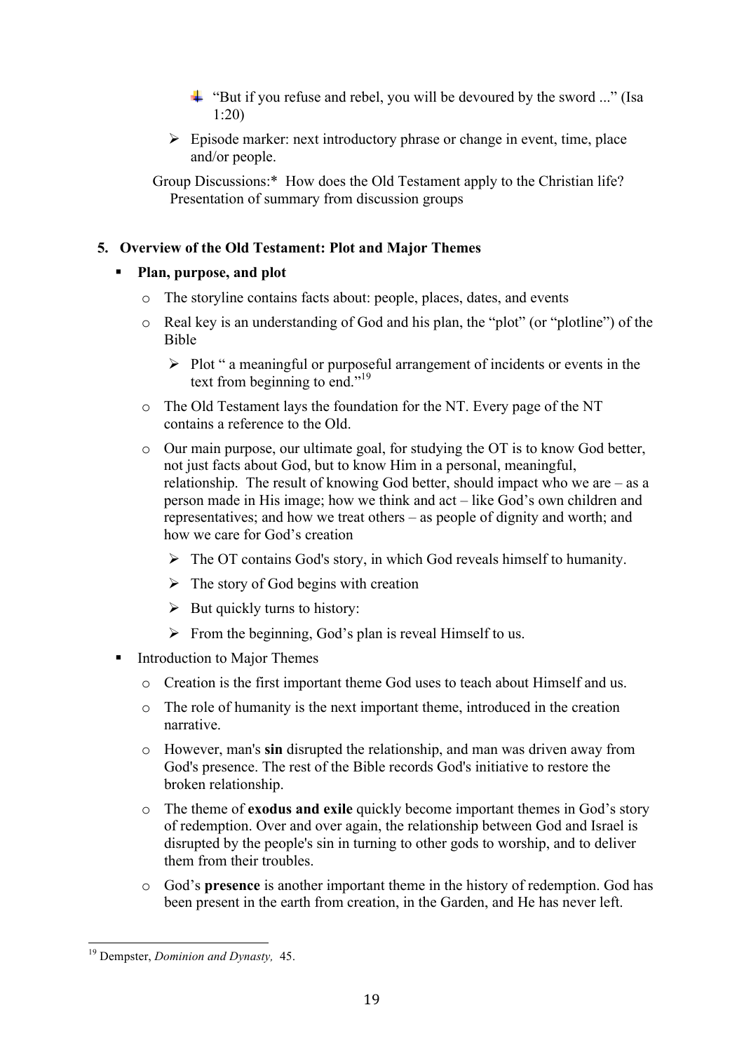- "But if you refuse and rebel, you will be devoured by the sword ..." (Isa 1:20)

- Episode marker: next introductory phrase or change in event, time, place and/or people.

Group Discussions:* How does the Old Testament apply to the Christian life? Presentation of summary from discussion groups

## 5. Overview of the Old Testament: Plot and Major Themes

- **Plan, purpose, and plot**
  - The storyline contains facts about: people, places, dates, and events
  - Real key is an understanding of God and his plan, the "plot" (or "plotline") of the Bible
    - Plot " a meaningful or purposeful arrangement of incidents or events in the text from beginning to end."[19]
  - The Old Testament lays the foundation for the NT. Every page of the NT contains a reference to the Old.
  - Our main purpose, our ultimate goal, for studying the OT is to know God better, not just facts about God, but to know Him in a personal, meaningful, relationship. The result of knowing God better, should impact who we are – as a person made in His image; how we think and act – like God's own children and representatives; and how we treat others – as people of dignity and worth; and how we care for God's creation
    - The OT contains God's story, in which God reveals himself to humanity.
    - The story of God begins with creation
    - But quickly turns to history:
    - From the beginning, God's plan is reveal Himself to us.
- Introduction to Major Themes
  - Creation is the first important theme God uses to teach about Himself and us.
  - The role of humanity is the next important theme, introduced in the creation narrative.
  - However, man's **sin** disrupted the relationship, and man was driven away from God's presence. The rest of the Bible records God's initiative to restore the broken relationship.
  - The theme of **exodus and exile** quickly become important themes in God's story of redemption. Over and over again, the relationship between God and Israel is disrupted by the people's sin in turning to other gods to worship, and to deliver them from their troubles.
  - God's **presence** is another important theme in the history of redemption. God has been present in the earth from creation, in the Garden, and He has never left.

---

[19] Dempster, *Dominion and Dynasty,* 45.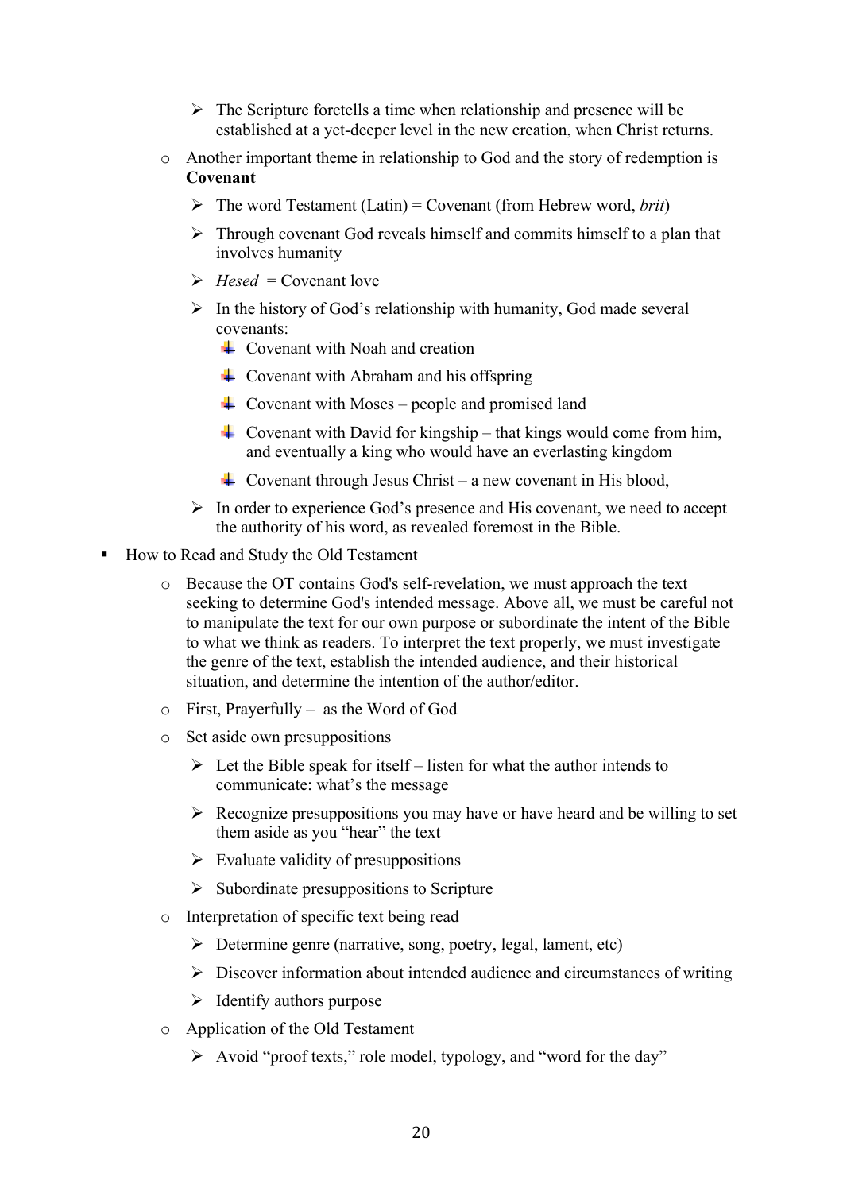- The Scripture foretells a time when relationship and presence will be established at a yet-deeper level in the new creation, when Christ returns.
  - Another important theme in relationship to God and the story of redemption is **Covenant**
    - The word Testament (Latin) = Covenant (from Hebrew word, *brit*)
    - Through covenant God reveals himself and commits himself to a plan that involves humanity
    - *Hesed* = Covenant love
    - In the history of God's relationship with humanity, God made several covenants:
      - Covenant with Noah and creation
      - Covenant with Abraham and his offspring
      - Covenant with Moses – people and promised land
      - Covenant with David for kingship – that kings would come from him, and eventually a king who would have an everlasting kingdom
      - Covenant through Jesus Christ – a new covenant in His blood,
    - In order to experience God's presence and His covenant, we need to accept the authority of his word, as revealed foremost in the Bible.
- How to Read and Study the Old Testament
  - Because the OT contains God's self-revelation, we must approach the text seeking to determine God's intended message. Above all, we must be careful not to manipulate the text for our own purpose or subordinate the intent of the Bible to what we think as readers. To interpret the text properly, we must investigate the genre of the text, establish the intended audience, and their historical situation, and determine the intention of the author/editor.
  - First, Prayerfully – as the Word of God
  - Set aside own presuppositions
    - Let the Bible speak for itself – listen for what the author intends to communicate: what's the message
    - Recognize presuppositions you may have or have heard and be willing to set them aside as you "hear" the text
    - Evaluate validity of presuppositions
    - Subordinate presuppositions to Scripture
  - Interpretation of specific text being read
    - Determine genre (narrative, song, poetry, legal, lament, etc)
    - Discover information about intended audience and circumstances of writing
    - Identify authors purpose
  - Application of the Old Testament
    - Avoid "proof texts," role model, typology, and "word for the day"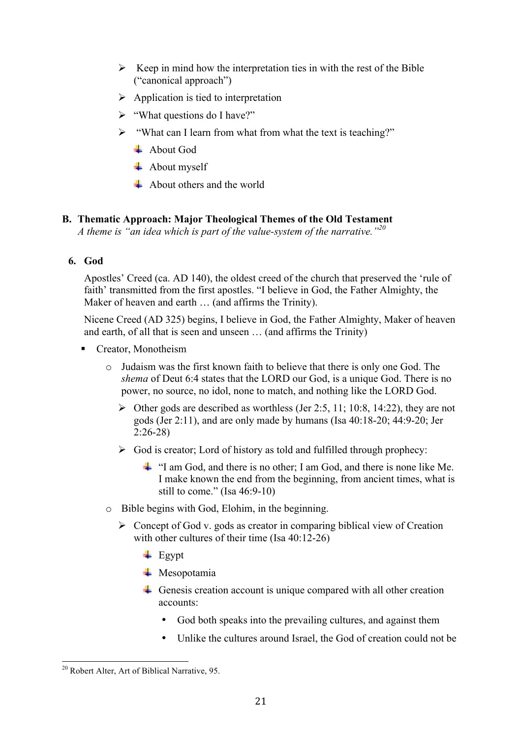- Keep in mind how the interpretation ties in with the rest of the Bible ("canonical approach")
- Application is tied to interpretation
- "What questions do I have?"
- "What can I learn from what from what the text is teaching?"
  - About God
  - About myself
  - About others and the world

## B. Thematic Approach: Major Theological Themes of the Old Testament

*A theme is "an idea which is part of the value-system of the narrative."*[20]

### 6. God

Apostles' Creed (ca. AD 140), the oldest creed of the church that preserved the 'rule of faith' transmitted from the first apostles. "I believe in God, the Father Almighty, the Maker of heaven and earth … (and affirms the Trinity).

Nicene Creed (AD 325) begins, I believe in God, the Father Almighty, Maker of heaven and earth, of all that is seen and unseen … (and affirms the Trinity)

- Creator, Monotheism
  - Judaism was the first known faith to believe that there is only one God. The *shema* of Deut 6:4 states that the LORD our God, is a unique God. There is no power, no source, no idol, none to match, and nothing like the LORD God.
    - Other gods are described as worthless (Jer 2:5, 11; 10:8, 14:22), they are not gods (Jer 2:11), and are only made by humans (Isa 40:18-20; 44:9-20; Jer 2:26-28)
    - God is creator; Lord of history as told and fulfilled through prophecy:
      - "I am God, and there is no other; I am God, and there is none like Me. I make known the end from the beginning, from ancient times, what is still to come." (Isa 46:9-10)
  - Bible begins with God, Elohim, in the beginning.
    - Concept of God v. gods as creator in comparing biblical view of Creation with other cultures of their time (Isa 40:12-26)
      - Egypt
      - Mesopotamia
      - Genesis creation account is unique compared with all other creation accounts:
        - God both speaks into the prevailing cultures, and against them
        - Unlike the cultures around Israel, the God of creation could not be

---

[20] Robert Alter, Art of Biblical Narrative, 95.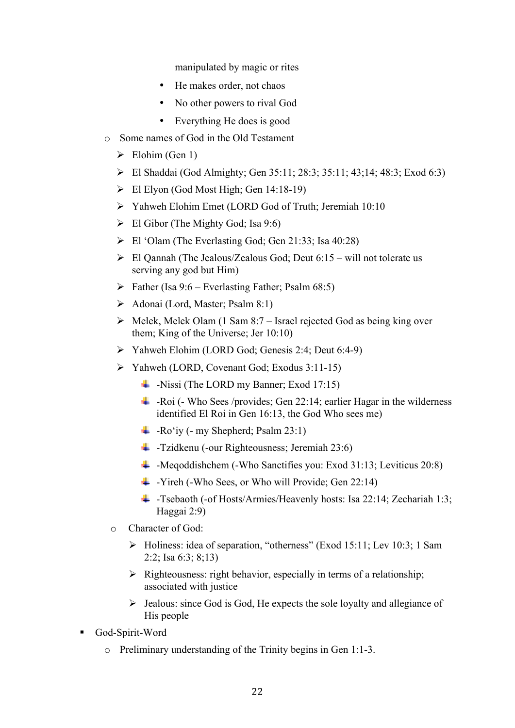manipulated by magic or rites

- He makes order, not chaos
- No other powers to rival God
- Everything He does is good

- Some names of God in the Old Testament
  - Elohim (Gen 1)
  - El Shaddai (God Almighty; Gen 35:11; 28:3; 35:11; 43;14; 48:3; Exod 6:3)
  - El Elyon (God Most High; Gen 14:18-19)
  - Yahweh Elohim Emet (LORD God of Truth; Jeremiah 10:10
  - El Gibor (The Mighty God; Isa 9:6)
  - El 'Olam (The Everlasting God; Gen 21:33; Isa 40:28)
  - El Qannah (The Jealous/Zealous God; Deut 6:15 – will not tolerate us serving any god but Him)
  - Father (Isa 9:6 – Everlasting Father; Psalm 68:5)
  - Adonai (Lord, Master; Psalm 8:1)
  - Melek, Melek Olam (1 Sam 8:7 – Israel rejected God as being king over them; King of the Universe; Jer 10:10)
  - Yahweh Elohim (LORD God; Genesis 2:4; Deut 6:4-9)
  - Yahweh (LORD, Covenant God; Exodus 3:11-15)
    - -Nissi (The LORD my Banner; Exod 17:15)
    - -Roi (- Who Sees /provides; Gen 22:14; earlier Hagar in the wilderness identified El Roi in Gen 16:13, the God Who sees me)
    - -Ro'iy (- my Shepherd; Psalm 23:1)
    - -Tzidkenu (-our Righteousness; Jeremiah 23:6)
    - -Meqoddishchem (-Who Sanctifies you: Exod 31:13; Leviticus 20:8)
    - -Yireh (-Who Sees, or Who will Provide; Gen 22:14)
    - -Tsebaoth (-of Hosts/Armies/Heavenly hosts: Isa 22:14; Zechariah 1:3; Haggai 2:9)
- Character of God:
  - Holiness: idea of separation, "otherness" (Exod 15:11; Lev 10:3; 1 Sam 2:2; Isa 6:3; 8;13)
  - Righteousness: right behavior, especially in terms of a relationship; associated with justice
  - Jealous: since God is God, He expects the sole loyalty and allegiance of His people

- God-Spirit-Word
  - Preliminary understanding of the Trinity begins in Gen 1:1-3.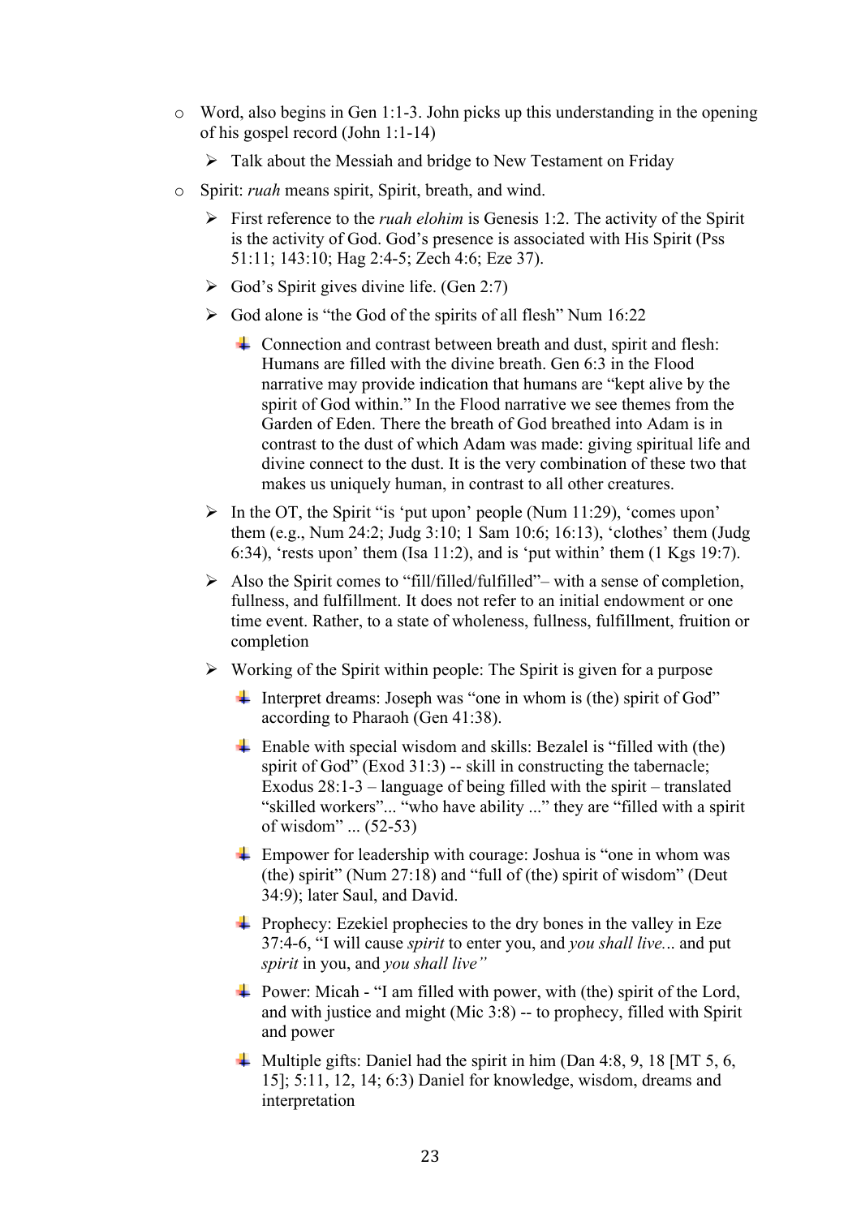- Word, also begins in Gen 1:1-3. John picks up this understanding in the opening of his gospel record (John 1:1-14)
  - Talk about the Messiah and bridge to New Testament on Friday
- Spirit: *ruah* means spirit, Spirit, breath, and wind.
  - First reference to the *ruah elohim* is Genesis 1:2. The activity of the Spirit is the activity of God. God's presence is associated with His Spirit (Pss 51:11; 143:10; Hag 2:4-5; Zech 4:6; Eze 37).
  - God's Spirit gives divine life. (Gen 2:7)
  - God alone is "the God of the spirits of all flesh" Num 16:22
    - Connection and contrast between breath and dust, spirit and flesh: Humans are filled with the divine breath. Gen 6:3 in the Flood narrative may provide indication that humans are "kept alive by the spirit of God within." In the Flood narrative we see themes from the Garden of Eden. There the breath of God breathed into Adam is in contrast to the dust of which Adam was made: giving spiritual life and divine connect to the dust. It is the very combination of these two that makes us uniquely human, in contrast to all other creatures.
  - In the OT, the Spirit "is 'put upon' people (Num 11:29), 'comes upon' them (e.g., Num 24:2; Judg 3:10; 1 Sam 10:6; 16:13), 'clothes' them (Judg 6:34), 'rests upon' them (Isa 11:2), and is 'put within' them (1 Kgs 19:7).
  - Also the Spirit comes to "fill/filled/fulfilled"– with a sense of completion, fullness, and fulfillment. It does not refer to an initial endowment or one time event. Rather, to a state of wholeness, fullness, fulfillment, fruition or completion
  - Working of the Spirit within people: The Spirit is given for a purpose
    - Interpret dreams: Joseph was "one in whom is (the) spirit of God" according to Pharaoh (Gen 41:38).
    - Enable with special wisdom and skills: Bezalel is "filled with (the) spirit of God" (Exod 31:3) -- skill in constructing the tabernacle; Exodus 28:1-3 – language of being filled with the spirit – translated "skilled workers"... "who have ability ..." they are "filled with a spirit of wisdom" ... (52-53)
    - Empower for leadership with courage: Joshua is "one in whom was (the) spirit" (Num 27:18) and "full of (the) spirit of wisdom" (Deut 34:9); later Saul, and David.
    - Prophecy: Ezekiel prophecies to the dry bones in the valley in Eze 37:4-6, "I will cause *spirit* to enter you, and *you shall live...* and put *spirit* in you, and *you shall live"*
    - Power: Micah - "I am filled with power, with (the) spirit of the Lord, and with justice and might (Mic 3:8) -- to prophecy, filled with Spirit and power
    - Multiple gifts: Daniel had the spirit in him (Dan 4:8, 9, 18 [MT 5, 6, 15]; 5:11, 12, 14; 6:3) Daniel for knowledge, wisdom, dreams and interpretation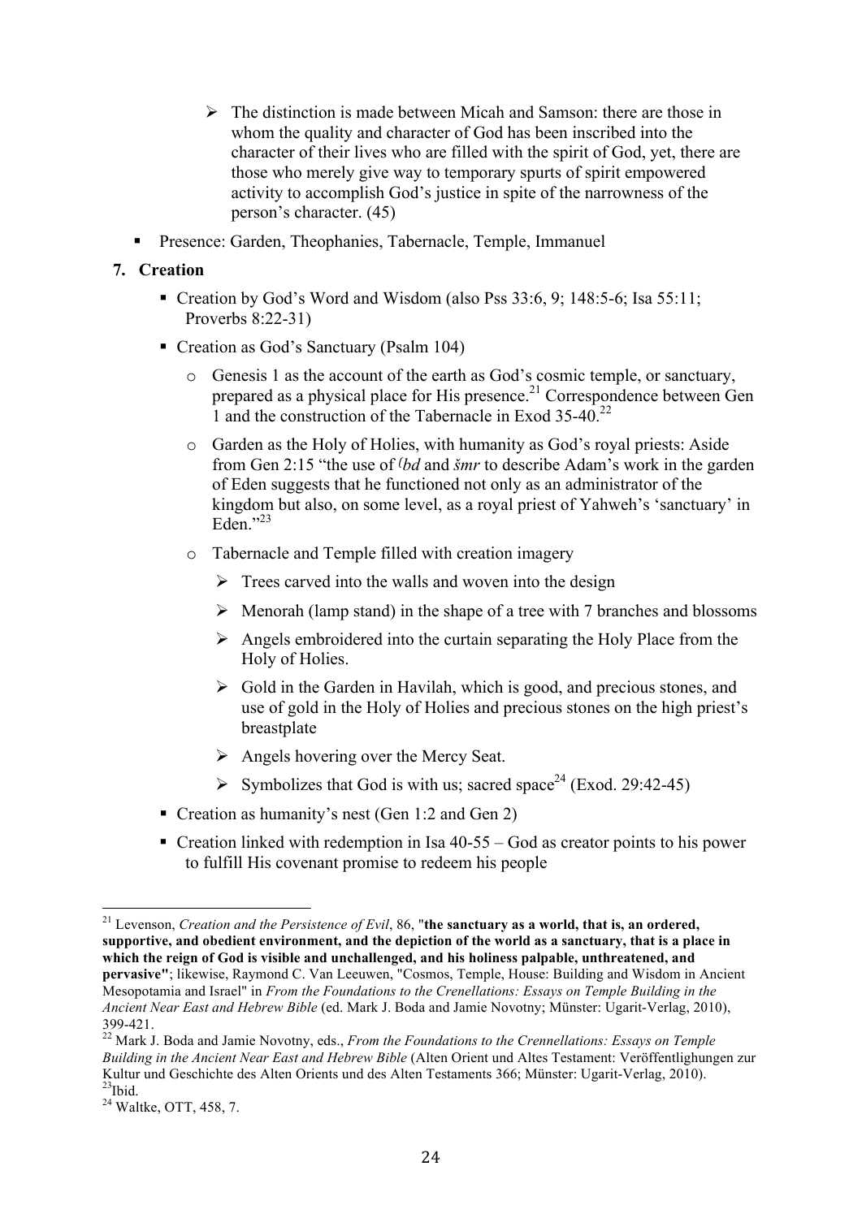- The distinction is made between Micah and Samson: there are those in whom the quality and character of God has been inscribed into the character of their lives who are filled with the spirit of God, yet, there are those who merely give way to temporary spurts of spirit empowered activity to accomplish God's justice in spite of the narrowness of the person's character. (45)

- Presence: Garden, Theophanies, Tabernacle, Temple, Immanuel

**7. Creation**

- Creation by God's Word and Wisdom (also Pss 33:6, 9; 148:5-6; Isa 55:11; Proverbs 8:22-31)
- Creation as God's Sanctuary (Psalm 104)
  - Genesis 1 as the account of the earth as God's cosmic temple, or sanctuary, prepared as a physical place for His presence.[21] Correspondence between Gen 1 and the construction of the Tabernacle in Exod 35-40.[22]
  - Garden as the Holy of Holies, with humanity as God's royal priests: Aside from Gen 2:15 "the use of *ʿbd* and *šmr* to describe Adam's work in the garden of Eden suggests that he functioned not only as an administrator of the kingdom but also, on some level, as a royal priest of Yahweh's 'sanctuary' in Eden."[23]
  - Tabernacle and Temple filled with creation imagery
    - Trees carved into the walls and woven into the design
    - Menorah (lamp stand) in the shape of a tree with 7 branches and blossoms
    - Angels embroidered into the curtain separating the Holy Place from the Holy of Holies.
    - Gold in the Garden in Havilah, which is good, and precious stones, and use of gold in the Holy of Holies and precious stones on the high priest's breastplate
    - Angels hovering over the Mercy Seat.
    - Symbolizes that God is with us; sacred space[24] (Exod. 29:42-45)
- Creation as humanity's nest (Gen 1:2 and Gen 2)
- Creation linked with redemption in Isa 40-55 – God as creator points to his power to fulfill His covenant promise to redeem his people

---

[21] Levenson, *Creation and the Persistence of Evil*, 86, "**the sanctuary as a world, that is, an ordered, supportive, and obedient environment, and the depiction of the world as a sanctuary, that is a place in which the reign of God is visible and unchallenged, and his holiness palpable, unthreatened, and pervasive"**; likewise, Raymond C. Van Leeuwen, "Cosmos, Temple, House: Building and Wisdom in Ancient Mesopotamia and Israel" in *From the Foundations to the Crenellations: Essays on Temple Building in the Ancient Near East and Hebrew Bible* (ed. Mark J. Boda and Jamie Novotny; Münster: Ugarit-Verlag, 2010), 399-421.

[22] Mark J. Boda and Jamie Novotny, eds., *From the Foundations to the Crennellations: Essays on Temple Building in the Ancient Near East and Hebrew Bible* (Alten Orient und Altes Testament: Veröffentlighungen zur Kultur und Geschichte des Alten Orients und des Alten Testaments 366; Münster: Ugarit-Verlag, 2010).

[23] Ibid.

[24] Waltke, OTT, 458, 7.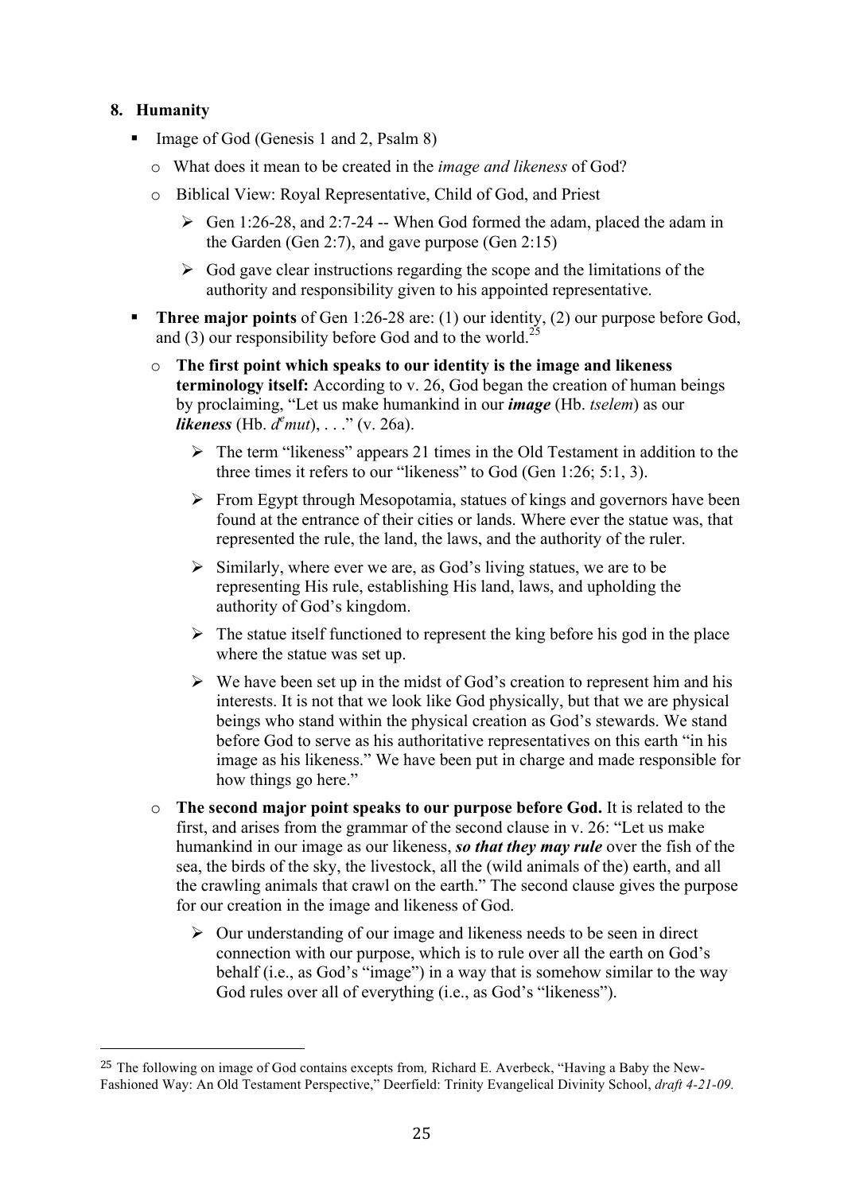## 8. Humanity

- Image of God (Genesis 1 and 2, Psalm 8)
  - What does it mean to be created in the *image and likeness* of God?
  - Biblical View: Royal Representative, Child of God, and Priest
    - Gen 1:26-28, and 2:7-24 -- When God formed the adam, placed the adam in the Garden (Gen 2:7), and gave purpose (Gen 2:15)
    - God gave clear instructions regarding the scope and the limitations of the authority and responsibility given to his appointed representative.
- **Three major points** of Gen 1:26-28 are: (1) our identity, (2) our purpose before God, and (3) our responsibility before God and to the world.[25]
  - **The first point which speaks to our identity is the image and likeness terminology itself:** According to v. 26, God began the creation of human beings by proclaiming, "Let us make humankind in our ***image*** (Hb. *tselem*) as our ***likeness*** (Hb. *dᵉmut*), . . ." (v. 26a).
    - The term "likeness" appears 21 times in the Old Testament in addition to the three times it refers to our "likeness" to God (Gen 1:26; 5:1, 3).
    - From Egypt through Mesopotamia, statues of kings and governors have been found at the entrance of their cities or lands. Where ever the statue was, that represented the rule, the land, the laws, and the authority of the ruler.
    - Similarly, where ever we are, as God's living statues, we are to be representing His rule, establishing His land, laws, and upholding the authority of God's kingdom.
    - The statue itself functioned to represent the king before his god in the place where the statue was set up.
    - We have been set up in the midst of God's creation to represent him and his interests. It is not that we look like God physically, but that we are physical beings who stand within the physical creation as God's stewards. We stand before God to serve as his authoritative representatives on this earth "in his image as his likeness." We have been put in charge and made responsible for how things go here."
  - **The second major point speaks to our purpose before God.** It is related to the first, and arises from the grammar of the second clause in v. 26: "Let us make humankind in our image as our likeness, ***so that they may rule*** over the fish of the sea, the birds of the sky, the livestock, all the (wild animals of the) earth, and all the crawling animals that crawl on the earth." The second clause gives the purpose for our creation in the image and likeness of God.
    - Our understanding of our image and likeness needs to be seen in direct connection with our purpose, which is to rule over all the earth on God's behalf (i.e., as God's "image") in a way that is somehow similar to the way God rules over all of everything (i.e., as God's "likeness").

---

[25] The following on image of God contains excepts from*,* Richard E. Averbeck, "Having a Baby the New-Fashioned Way: An Old Testament Perspective," Deerfield: Trinity Evangelical Divinity School, *draft 4-21-09.*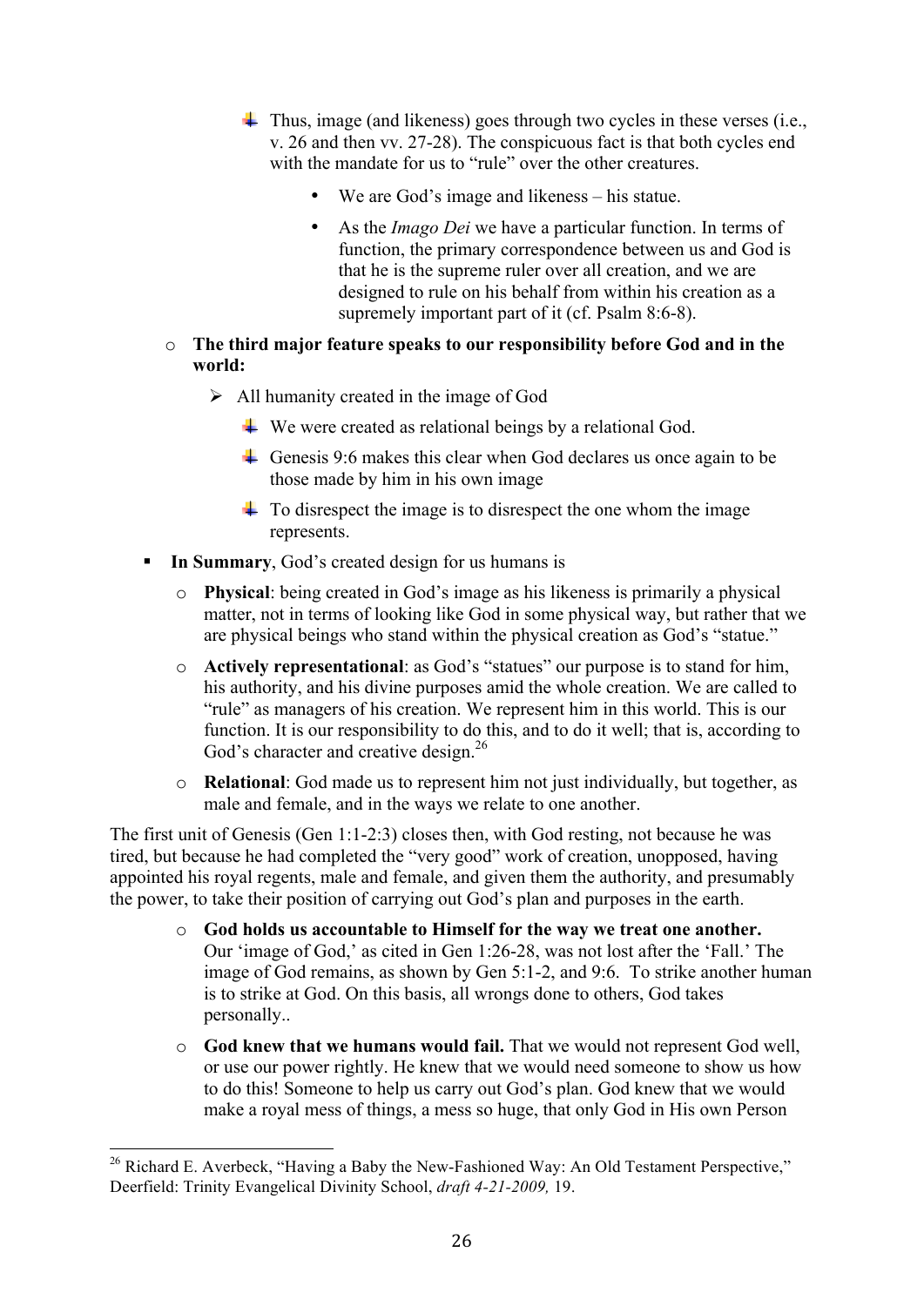- Thus, image (and likeness) goes through two cycles in these verses (i.e., v. 26 and then vv. 27-28). The conspicuous fact is that both cycles end with the mandate for us to "rule" over the other creatures.
  - We are God's image and likeness – his statue.
  - As the *Imago Dei* we have a particular function. In terms of function, the primary correspondence between us and God is that he is the supreme ruler over all creation, and we are designed to rule on his behalf from within his creation as a supremely important part of it (cf. Psalm 8:6-8).

- **The third major feature speaks to our responsibility before God and in the world:**
  - All humanity created in the image of God
    - We were created as relational beings by a relational God.
    - Genesis 9:6 makes this clear when God declares us once again to be those made by him in his own image
    - To disrespect the image is to disrespect the one whom the image represents.

- **In Summary**, God's created design for us humans is
  - **Physical**: being created in God's image as his likeness is primarily a physical matter, not in terms of looking like God in some physical way, but rather that we are physical beings who stand within the physical creation as God's "statue."
  - **Actively representational**: as God's "statues" our purpose is to stand for him, his authority, and his divine purposes amid the whole creation. We are called to "rule" as managers of his creation. We represent him in this world. This is our function. It is our responsibility to do this, and to do it well; that is, according to God's character and creative design.[26]
  - **Relational**: God made us to represent him not just individually, but together, as male and female, and in the ways we relate to one another.

The first unit of Genesis (Gen 1:1-2:3) closes then, with God resting, not because he was tired, but because he had completed the "very good" work of creation, unopposed, having appointed his royal regents, male and female, and given them the authority, and presumably the power, to take their position of carrying out God's plan and purposes in the earth.

- **God holds us accountable to Himself for the way we treat one another.** Our 'image of God,' as cited in Gen 1:26-28, was not lost after the 'Fall.' The image of God remains, as shown by Gen 5:1-2, and 9:6. To strike another human is to strike at God. On this basis, all wrongs done to others, God takes personally..
- **God knew that we humans would fail.** That we would not represent God well, or use our power rightly. He knew that we would need someone to show us how to do this! Someone to help us carry out God's plan. God knew that we would make a royal mess of things, a mess so huge, that only God in His own Person

---

[26] Richard E. Averbeck, "Having a Baby the New-Fashioned Way: An Old Testament Perspective," Deerfield: Trinity Evangelical Divinity School, *draft 4-21-2009,* 19.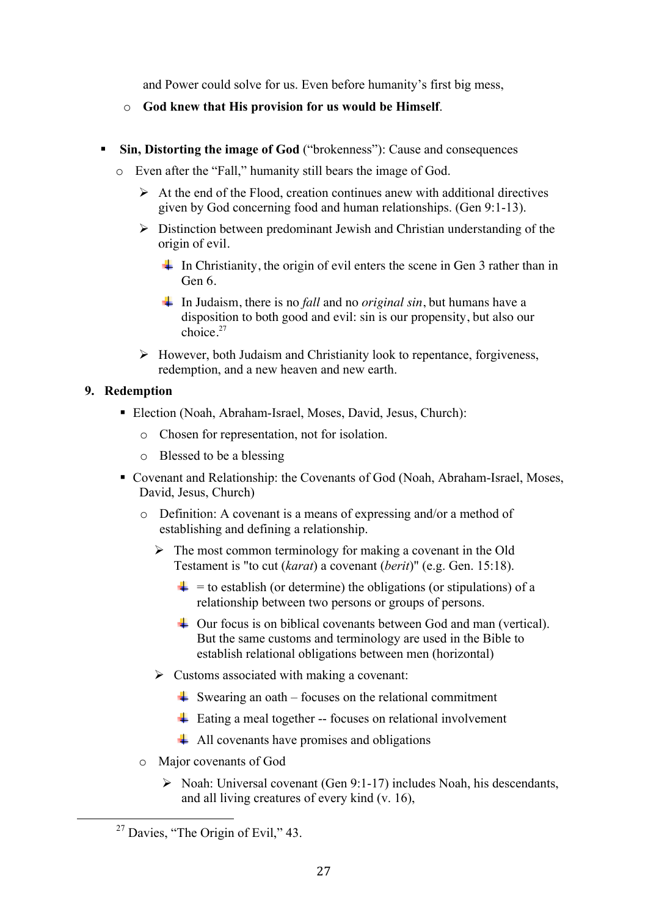and Power could solve for us. Even before humanity's first big mess,

- **God knew that His provision for us would be Himself**.

- **Sin, Distorting the image of God** ("brokenness"): Cause and consequences
  - Even after the "Fall," humanity still bears the image of God.
    - At the end of the Flood, creation continues anew with additional directives given by God concerning food and human relationships. (Gen 9:1-13).
    - Distinction between predominant Jewish and Christian understanding of the origin of evil.
      - In Christianity, the origin of evil enters the scene in Gen 3 rather than in Gen 6.
      - In Judaism, there is no *fall* and no *original sin*, but humans have a disposition to both good and evil: sin is our propensity, but also our choice.[27]
    - However, both Judaism and Christianity look to repentance, forgiveness, redemption, and a new heaven and new earth.

**9. Redemption**

- Election (Noah, Abraham-Israel, Moses, David, Jesus, Church):
  - Chosen for representation, not for isolation.
  - Blessed to be a blessing
- Covenant and Relationship: the Covenants of God (Noah, Abraham-Israel, Moses, David, Jesus, Church)
  - Definition: A covenant is a means of expressing and/or a method of establishing and defining a relationship.
    - The most common terminology for making a covenant in the Old Testament is "to cut (*karat*) a covenant (*berit*)" (e.g. Gen. 15:18).
      - = to establish (or determine) the obligations (or stipulations) of a relationship between two persons or groups of persons.
      - Our focus is on biblical covenants between God and man (vertical). But the same customs and terminology are used in the Bible to establish relational obligations between men (horizontal)
    - Customs associated with making a covenant:
      - Swearing an oath – focuses on the relational commitment
      - Eating a meal together -- focuses on relational involvement
      - All covenants have promises and obligations
  - Major covenants of God
    - Noah: Universal covenant (Gen 9:1-17) includes Noah, his descendants, and all living creatures of every kind (v. 16),

[27] Davies, "The Origin of Evil," 43.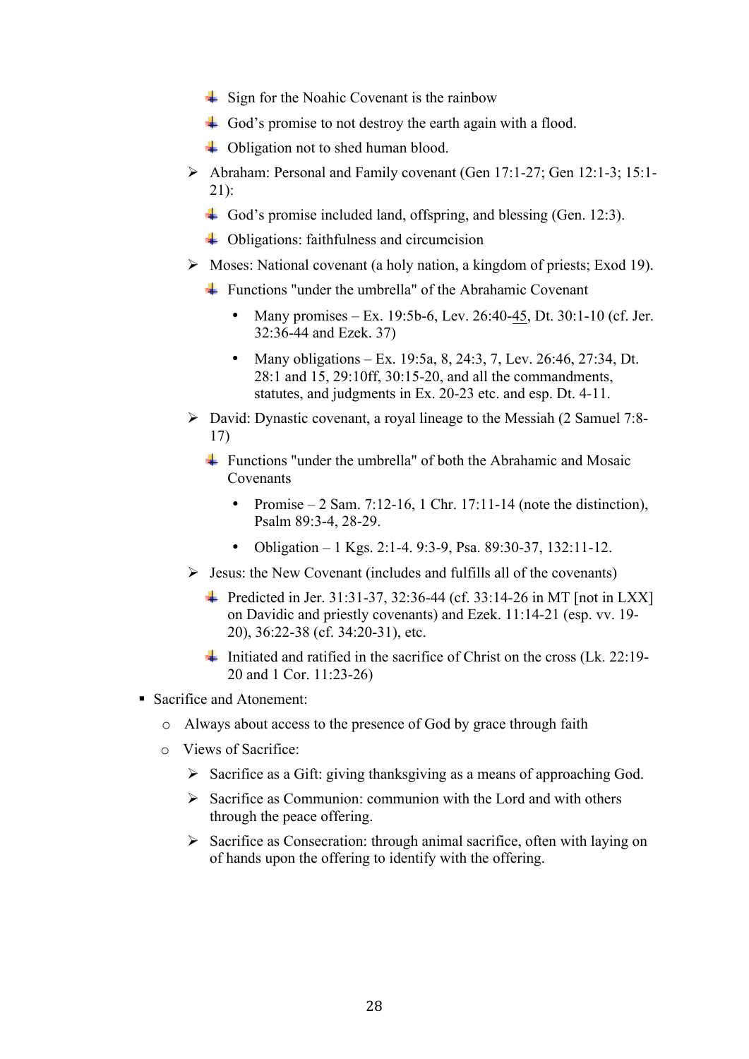- Sign for the Noahic Covenant is the rainbow
            - God's promise to not destroy the earth again with a flood.
            - Obligation not to shed human blood.
        - Abraham: Personal and Family covenant (Gen 17:1-27; Gen 12:1-3; 15:1-21):
            - God's promise included land, offspring, and blessing (Gen. 12:3).
            - Obligations: faithfulness and circumcision
        - Moses: National covenant (a holy nation, a kingdom of priests; Exod 19).
            - Functions "under the umbrella" of the Abrahamic Covenant
                - Many promises – Ex. 19:5b-6, Lev. 26:40-45, Dt. 30:1-10 (cf. Jer. 32:36-44 and Ezek. 37)
                - Many obligations – Ex. 19:5a, 8, 24:3, 7, Lev. 26:46, 27:34, Dt. 28:1 and 15, 29:10ff, 30:15-20, and all the commandments, statutes, and judgments in Ex. 20-23 etc. and esp. Dt. 4-11.
        - David: Dynastic covenant, a royal lineage to the Messiah (2 Samuel 7:8-17)
            - Functions "under the umbrella" of both the Abrahamic and Mosaic Covenants
                - Promise – 2 Sam. 7:12-16, 1 Chr. 17:11-14 (note the distinction), Psalm 89:3-4, 28-29.
                - Obligation – 1 Kgs. 2:1-4. 9:3-9, Psa. 89:30-37, 132:11-12.
        - Jesus: the New Covenant (includes and fulfills all of the covenants)
            - Predicted in Jer. 31:31-37, 32:36-44 (cf. 33:14-26 in MT [not in LXX] on Davidic and priestly covenants) and Ezek. 11:14-21 (esp. vv. 19-20), 36:22-38 (cf. 34:20-31), etc.
            - Initiated and ratified in the sacrifice of Christ on the cross (Lk. 22:19-20 and 1 Cor. 11:23-26)
- Sacrifice and Atonement:
    - Always about access to the presence of God by grace through faith
    - Views of Sacrifice:
        - Sacrifice as a Gift: giving thanksgiving as a means of approaching God.
        - Sacrifice as Communion: communion with the Lord and with others through the peace offering.
        - Sacrifice as Consecration: through animal sacrifice, often with laying on of hands upon the offering to identify with the offering.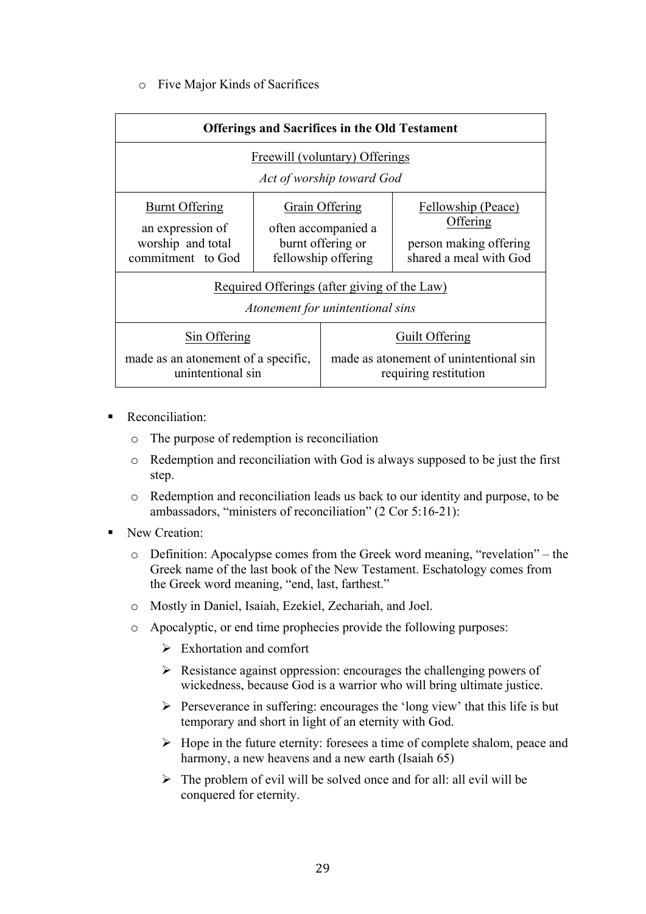- Five Major Kinds of Sacrifices

| Offerings and Sacrifices in the Old Testament | | |
|---|---|---|
| Freewill (voluntary) Offerings<br>*Act of worship toward God* | | |
| Burnt Offering<br>an expression of worship and total commitment to God | Grain Offering<br>often accompanied a burnt offering or fellowship offering | Fellowship (Peace) Offering<br>person making offering shared a meal with God |
| Required Offerings (after giving of the Law)<br>*Atonement for unintentional sins* | | |
| Sin Offering<br>made as an atonement of a specific, unintentional sin | Guilt Offering<br>made as atonement of unintentional sin requiring restitution | |

- Reconciliation:
  - The purpose of redemption is reconciliation
  - Redemption and reconciliation with God is always supposed to be just the first step.
  - Redemption and reconciliation leads us back to our identity and purpose, to be ambassadors, "ministers of reconciliation" (2 Cor 5:16-21):
- New Creation:
  - Definition: Apocalypse comes from the Greek word meaning, "revelation" – the Greek name of the last book of the New Testament. Eschatology comes from the Greek word meaning, "end, last, farthest."
  - Mostly in Daniel, Isaiah, Ezekiel, Zechariah, and Joel.
  - Apocalyptic, or end time prophecies provide the following purposes:
    - Exhortation and comfort
    - Resistance against oppression: encourages the challenging powers of wickedness, because God is a warrior who will bring ultimate justice.
    - Perseverance in suffering: encourages the 'long view' that this life is but temporary and short in light of an eternity with God.
    - Hope in the future eternity: foresees a time of complete shalom, peace and harmony, a new heavens and a new earth (Isaiah 65)
    - The problem of evil will be solved once and for all: all evil will be conquered for eternity.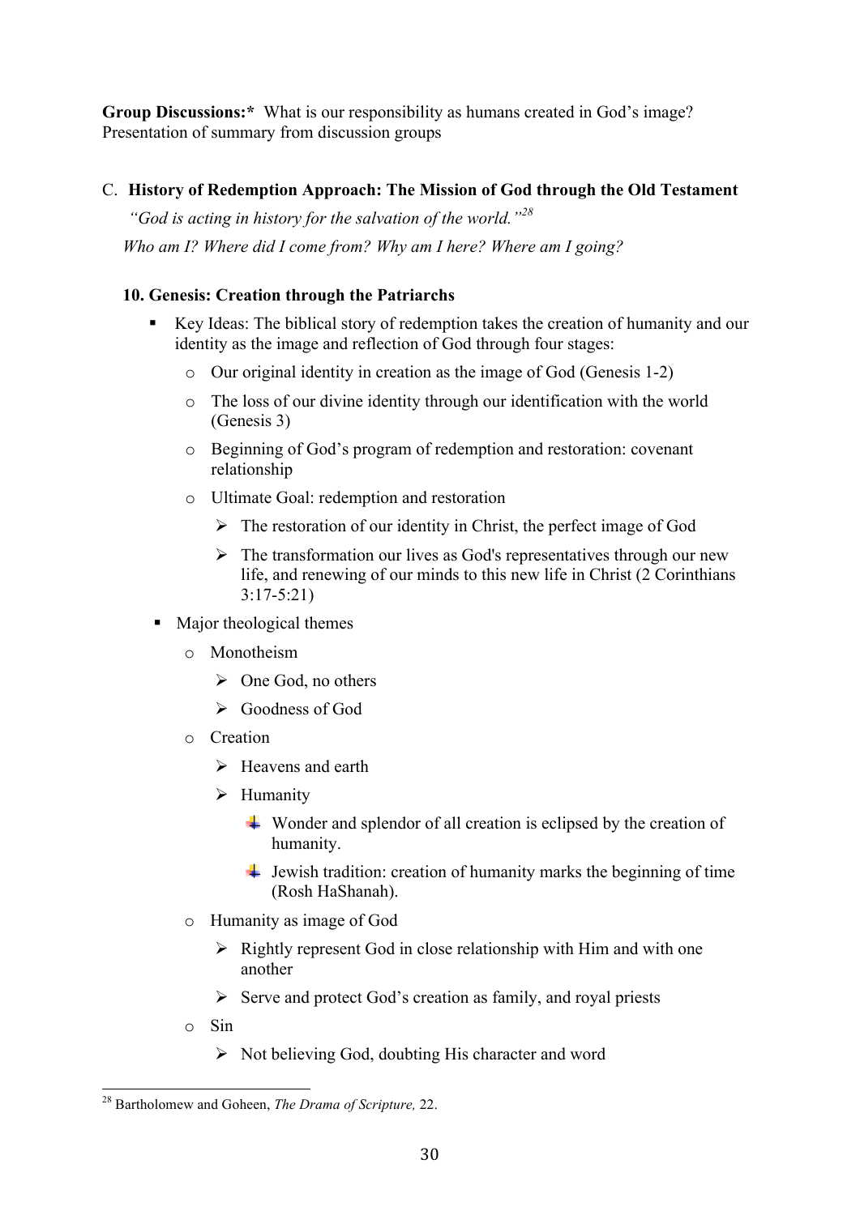**Group Discussions:*** What is our responsibility as humans created in God's image? Presentation of summary from discussion groups

C. **History of Redemption Approach: The Mission of God through the Old Testament**

*"God is acting in history for the salvation of the world."*[28]

*Who am I? Where did I come from? Why am I here? Where am I going?*

**10. Genesis: Creation through the Patriarchs**

- Key Ideas: The biblical story of redemption takes the creation of humanity and our identity as the image and reflection of God through four stages:
  - Our original identity in creation as the image of God (Genesis 1-2)
  - The loss of our divine identity through our identification with the world (Genesis 3)
  - Beginning of God's program of redemption and restoration: covenant relationship
  - Ultimate Goal: redemption and restoration
    - The restoration of our identity in Christ, the perfect image of God
    - The transformation our lives as God's representatives through our new life, and renewing of our minds to this new life in Christ (2 Corinthians 3:17-5:21)
- Major theological themes
  - Monotheism
    - One God, no others
    - Goodness of God
  - Creation
    - Heavens and earth
    - Humanity
      - Wonder and splendor of all creation is eclipsed by the creation of humanity.
      - Jewish tradition: creation of humanity marks the beginning of time (Rosh HaShanah).
  - Humanity as image of God
    - Rightly represent God in close relationship with Him and with one another
    - Serve and protect God's creation as family, and royal priests
  - Sin
    - Not believing God, doubting His character and word

[28] Bartholomew and Goheen, *The Drama of Scripture,* 22.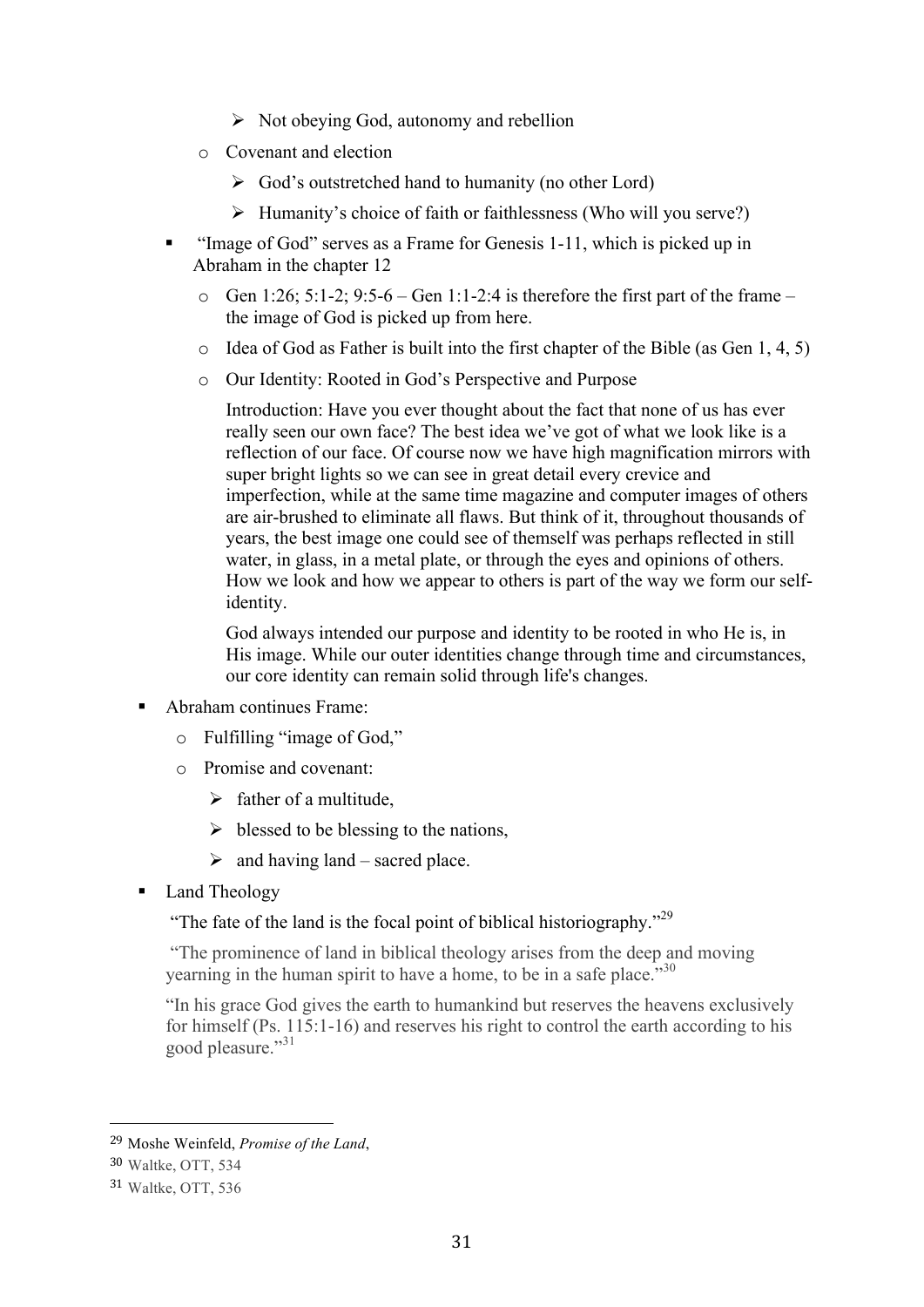- Not obeying God, autonomy and rebellion
    - Covenant and election
        - God's outstretched hand to humanity (no other Lord)
        - Humanity's choice of faith or faithlessness (Who will you serve?)
- "Image of God" serves as a Frame for Genesis 1-11, which is picked up in Abraham in the chapter 12
    - Gen 1:26; 5:1-2; 9:5-6 – Gen 1:1-2:4 is therefore the first part of the frame – the image of God is picked up from here.
    - Idea of God as Father is built into the first chapter of the Bible (as Gen 1, 4, 5)
    - Our Identity: Rooted in God's Perspective and Purpose

      Introduction: Have you ever thought about the fact that none of us has ever really seen our own face? The best idea we've got of what we look like is a reflection of our face. Of course now we have high magnification mirrors with super bright lights so we can see in great detail every crevice and imperfection, while at the same time magazine and computer images of others are air-brushed to eliminate all flaws. But think of it, throughout thousands of years, the best image one could see of themself was perhaps reflected in still water, in glass, in a metal plate, or through the eyes and opinions of others. How we look and how we appear to others is part of the way we form our self-identity.

      God always intended our purpose and identity to be rooted in who He is, in His image. While our outer identities change through time and circumstances, our core identity can remain solid through life's changes.

- Abraham continues Frame:
    - Fulfilling "image of God,"
    - Promise and covenant:
        - father of a multitude,
        - blessed to be blessing to the nations,
        - and having land – sacred place.
- Land Theology

  "The fate of the land is the focal point of biblical historiography."[29]

  "The prominence of land in biblical theology arises from the deep and moving yearning in the human spirit to have a home, to be in a safe place."[30]

  "In his grace God gives the earth to humankind but reserves the heavens exclusively for himself (Ps. 115:1-16) and reserves his right to control the earth according to his good pleasure."[31]

---

[29] Moshe Weinfeld, *Promise of the Land*,

[30] Waltke, OTT, 534

[31] Waltke, OTT, 536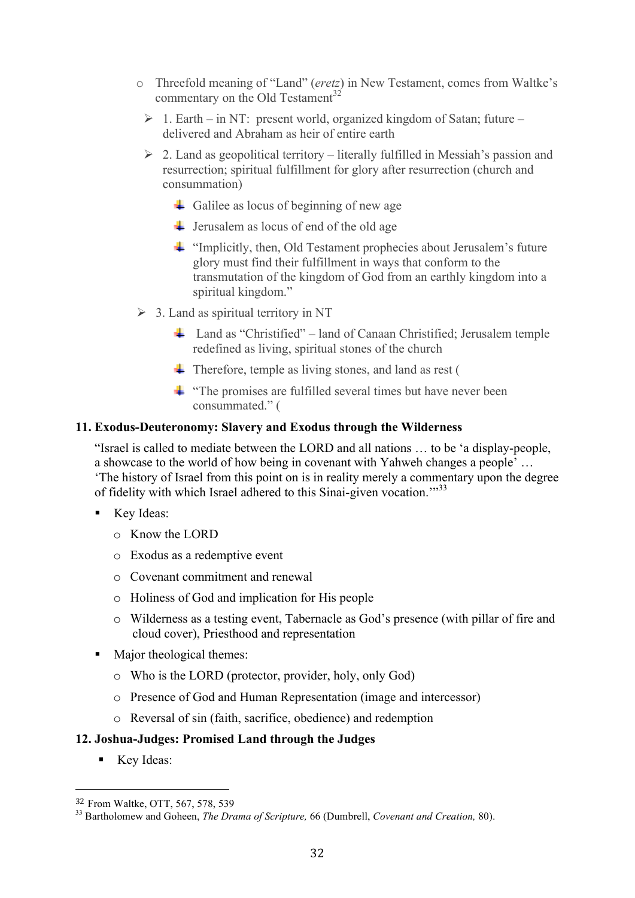- Threefold meaning of "Land" (*eretz*) in New Testament, comes from Waltke's commentary on the Old Testament[32]
  - 1. Earth – in NT: present world, organized kingdom of Satan; future – delivered and Abraham as heir of entire earth
  - 2. Land as geopolitical territory – literally fulfilled in Messiah's passion and resurrection; spiritual fulfillment for glory after resurrection (church and consummation)
    - Galilee as locus of beginning of new age
    - Jerusalem as locus of end of the old age
    - "Implicitly, then, Old Testament prophecies about Jerusalem's future glory must find their fulfillment in ways that conform to the transmutation of the kingdom of God from an earthly kingdom into a spiritual kingdom."
  - 3. Land as spiritual territory in NT
    - Land as "Christified" – land of Canaan Christified; Jerusalem temple redefined as living, spiritual stones of the church
    - Therefore, temple as living stones, and land as rest (
    - "The promises are fulfilled several times but have never been consummated." (

### 11. Exodus-Deuteronomy: Slavery and Exodus through the Wilderness

"Israel is called to mediate between the LORD and all nations … to be 'a display-people, a showcase to the world of how being in covenant with Yahweh changes a people' … 'The history of Israel from this point on is in reality merely a commentary upon the degree of fidelity with which Israel adhered to this Sinai-given vocation.'"[33]

- Key Ideas:
  - Know the LORD
  - Exodus as a redemptive event
  - Covenant commitment and renewal
  - Holiness of God and implication for His people
  - Wilderness as a testing event, Tabernacle as God's presence (with pillar of fire and cloud cover), Priesthood and representation
- Major theological themes:
  - Who is the LORD (protector, provider, holy, only God)
  - Presence of God and Human Representation (image and intercessor)
  - Reversal of sin (faith, sacrifice, obedience) and redemption

### 12. Joshua-Judges: Promised Land through the Judges

- Key Ideas:

---

[32] From Waltke, OTT, 567, 578, 539

[33] Bartholomew and Goheen, *The Drama of Scripture,* 66 (Dumbrell, *Covenant and Creation,* 80).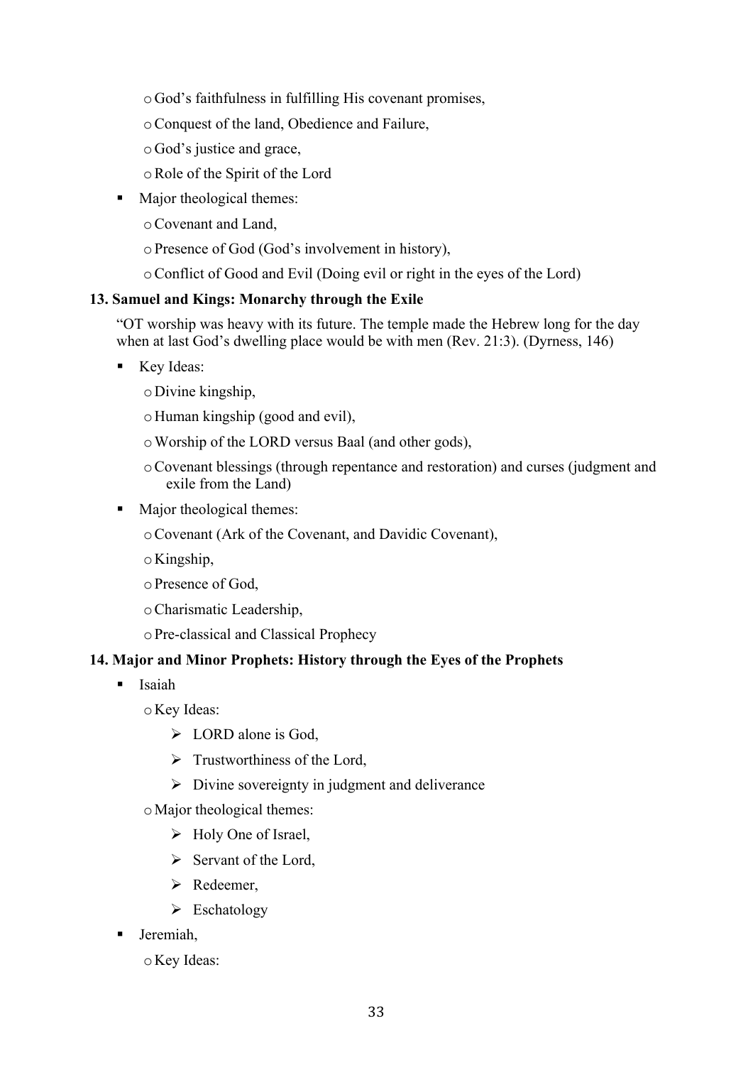- God's faithfulness in fulfilling His covenant promises,
- Conquest of the land, Obedience and Failure,
- God's justice and grace,
- Role of the Spirit of the Lord

- Major theological themes:
  - Covenant and Land,
  - Presence of God (God's involvement in history),
  - Conflict of Good and Evil (Doing evil or right in the eyes of the Lord)

### 13. Samuel and Kings: Monarchy through the Exile

"OT worship was heavy with its future. The temple made the Hebrew long for the day when at last God's dwelling place would be with men (Rev. 21:3). (Dyrness, 146)

- Key Ideas:
  - Divine kingship,
  - Human kingship (good and evil),
  - Worship of the LORD versus Baal (and other gods),
  - Covenant blessings (through repentance and restoration) and curses (judgment and exile from the Land)
- Major theological themes:
  - Covenant (Ark of the Covenant, and Davidic Covenant),
  - Kingship,
  - Presence of God,
  - Charismatic Leadership,
  - Pre-classical and Classical Prophecy

### 14. Major and Minor Prophets: History through the Eyes of the Prophets

- Isaiah
  - Key Ideas:
    - LORD alone is God,
    - Trustworthiness of the Lord,
    - Divine sovereignty in judgment and deliverance
  - Major theological themes:
    - Holy One of Israel,
    - Servant of the Lord,
    - Redeemer,
    - Eschatology
- Jeremiah,
  - Key Ideas: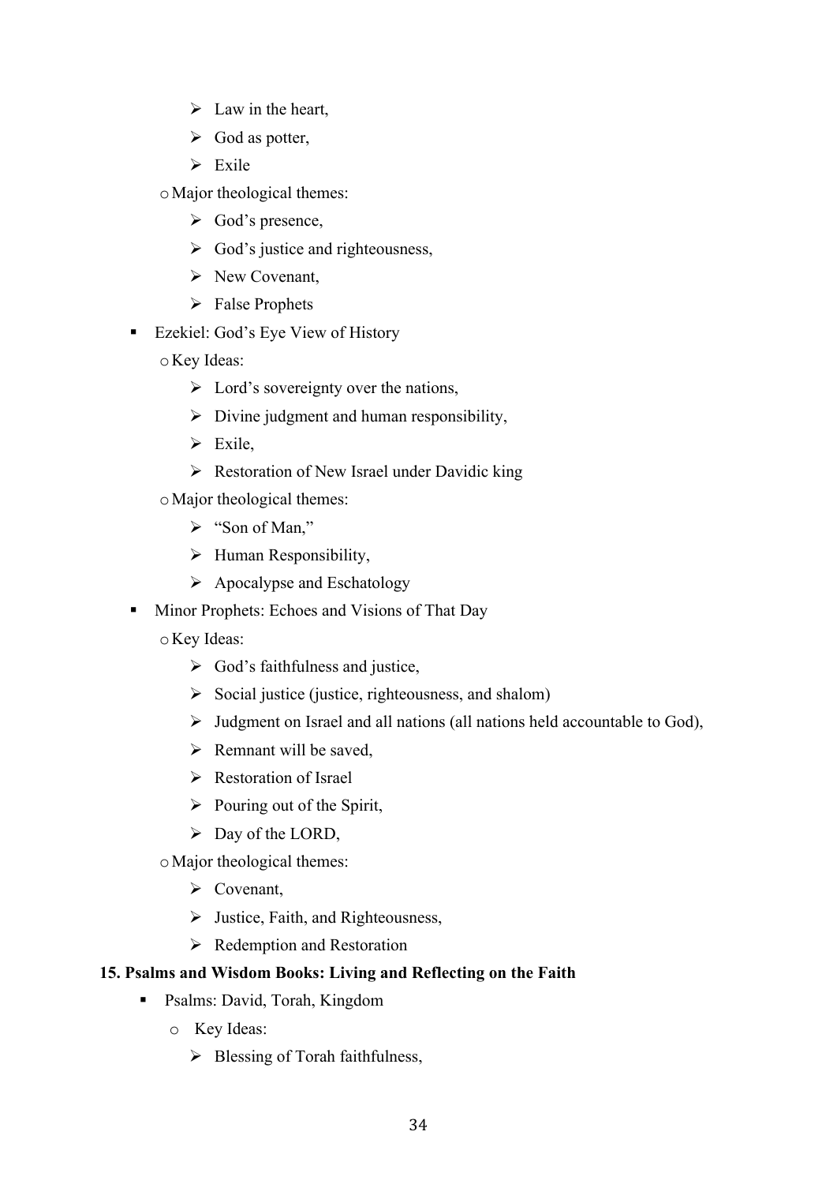- Law in the heart,
    - God as potter,
    - Exile
  - Major theological themes:
    - God's presence,
    - God's justice and righteousness,
    - New Covenant,
    - False Prophets
- Ezekiel: God's Eye View of History
  - Key Ideas:
    - Lord's sovereignty over the nations,
    - Divine judgment and human responsibility,
    - Exile,
    - Restoration of New Israel under Davidic king
  - Major theological themes:
    - "Son of Man,"
    - Human Responsibility,
    - Apocalypse and Eschatology
- Minor Prophets: Echoes and Visions of That Day
  - Key Ideas:
    - God's faithfulness and justice,
    - Social justice (justice, righteousness, and shalom)
    - Judgment on Israel and all nations (all nations held accountable to God),
    - Remnant will be saved,
    - Restoration of Israel
    - Pouring out of the Spirit,
    - Day of the LORD,
  - Major theological themes:
    - Covenant,
    - Justice, Faith, and Righteousness,
    - Redemption and Restoration

**15. Psalms and Wisdom Books: Living and Reflecting on the Faith**

- Psalms: David, Torah, Kingdom
  - Key Ideas:
    - Blessing of Torah faithfulness,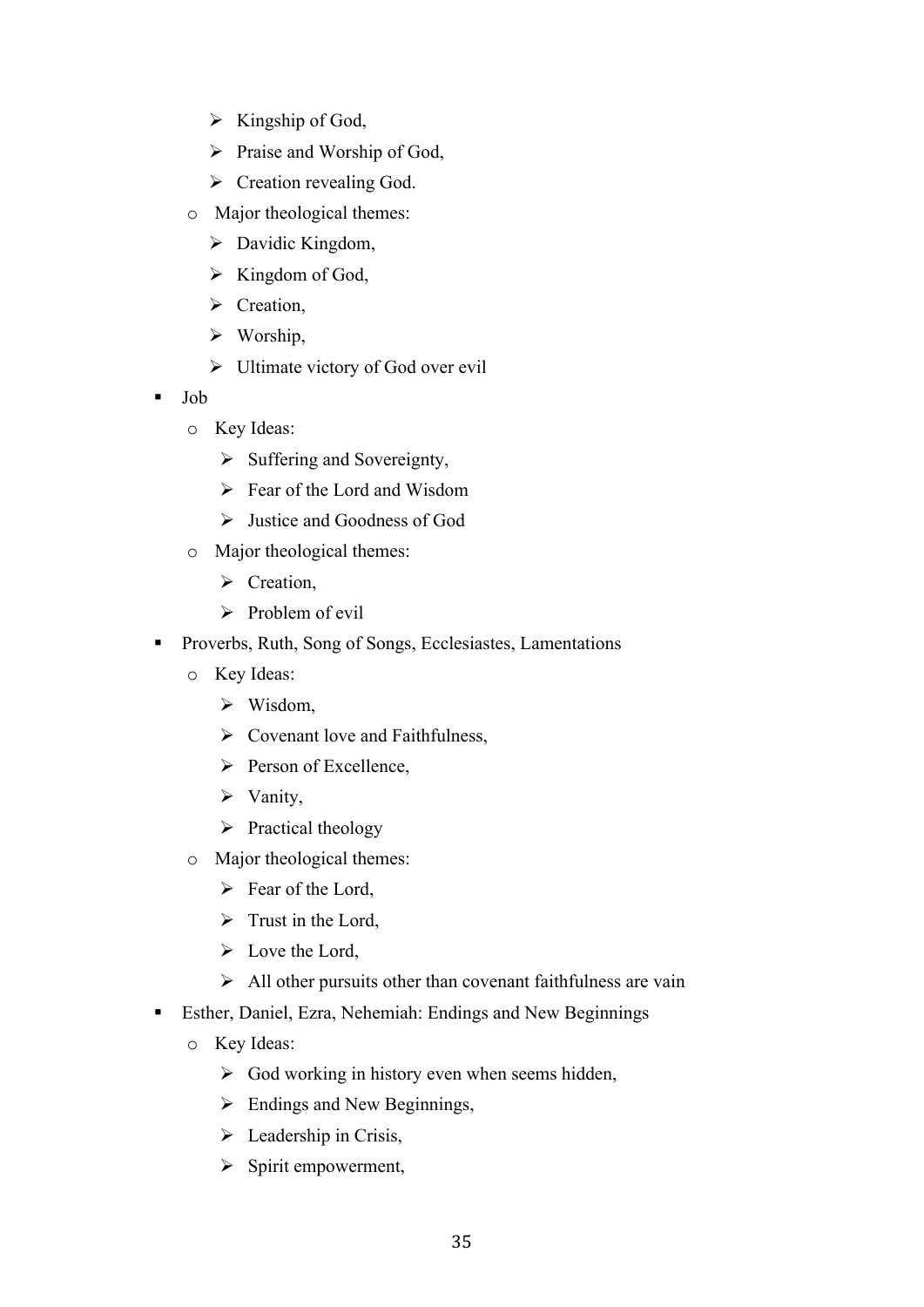- Kingship of God,
    - Praise and Worship of God,
    - Creation revealing God.
  - Major theological themes:
    - Davidic Kingdom,
    - Kingdom of God,
    - Creation,
    - Worship,
    - Ultimate victory of God over evil
- Job
  - Key Ideas:
    - Suffering and Sovereignty,
    - Fear of the Lord and Wisdom
    - Justice and Goodness of God
  - Major theological themes:
    - Creation,
    - Problem of evil
- Proverbs, Ruth, Song of Songs, Ecclesiastes, Lamentations
  - Key Ideas:
    - Wisdom,
    - Covenant love and Faithfulness,
    - Person of Excellence,
    - Vanity,
    - Practical theology
  - Major theological themes:
    - Fear of the Lord,
    - Trust in the Lord,
    - Love the Lord,
    - All other pursuits other than covenant faithfulness are vain
- Esther, Daniel, Ezra, Nehemiah: Endings and New Beginnings
  - Key Ideas:
    - God working in history even when seems hidden,
    - Endings and New Beginnings,
    - Leadership in Crisis,
    - Spirit empowerment,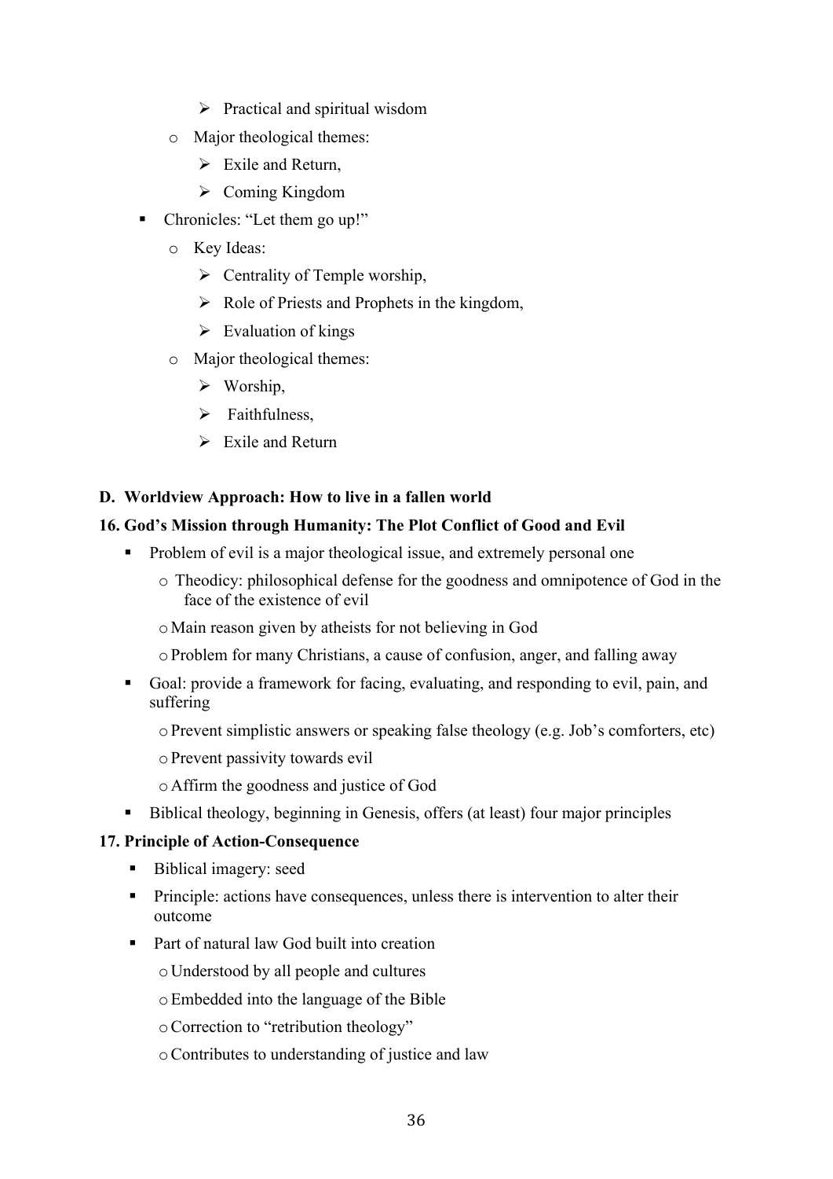- Practical and spiritual wisdom
    - Major theological themes:
        - Exile and Return,
        - Coming Kingdom
- Chronicles: "Let them go up!"
    - Key Ideas:
        - Centrality of Temple worship,
        - Role of Priests and Prophets in the kingdom,
        - Evaluation of kings
    - Major theological themes:
        - Worship,
        - Faithfulness,
        - Exile and Return

**D. Worldview Approach: How to live in a fallen world**

**16. God's Mission through Humanity: The Plot Conflict of Good and Evil**

- Problem of evil is a major theological issue, and extremely personal one
    - Theodicy: philosophical defense for the goodness and omnipotence of God in the face of the existence of evil
    - Main reason given by atheists for not believing in God
    - Problem for many Christians, a cause of confusion, anger, and falling away
- Goal: provide a framework for facing, evaluating, and responding to evil, pain, and suffering
    - Prevent simplistic answers or speaking false theology (e.g. Job's comforters, etc)
    - Prevent passivity towards evil
    - Affirm the goodness and justice of God
- Biblical theology, beginning in Genesis, offers (at least) four major principles

**17. Principle of Action-Consequence**

- Biblical imagery: seed
- Principle: actions have consequences, unless there is intervention to alter their outcome
- Part of natural law God built into creation
    - Understood by all people and cultures
    - Embedded into the language of the Bible
    - Correction to "retribution theology"
    - Contributes to understanding of justice and law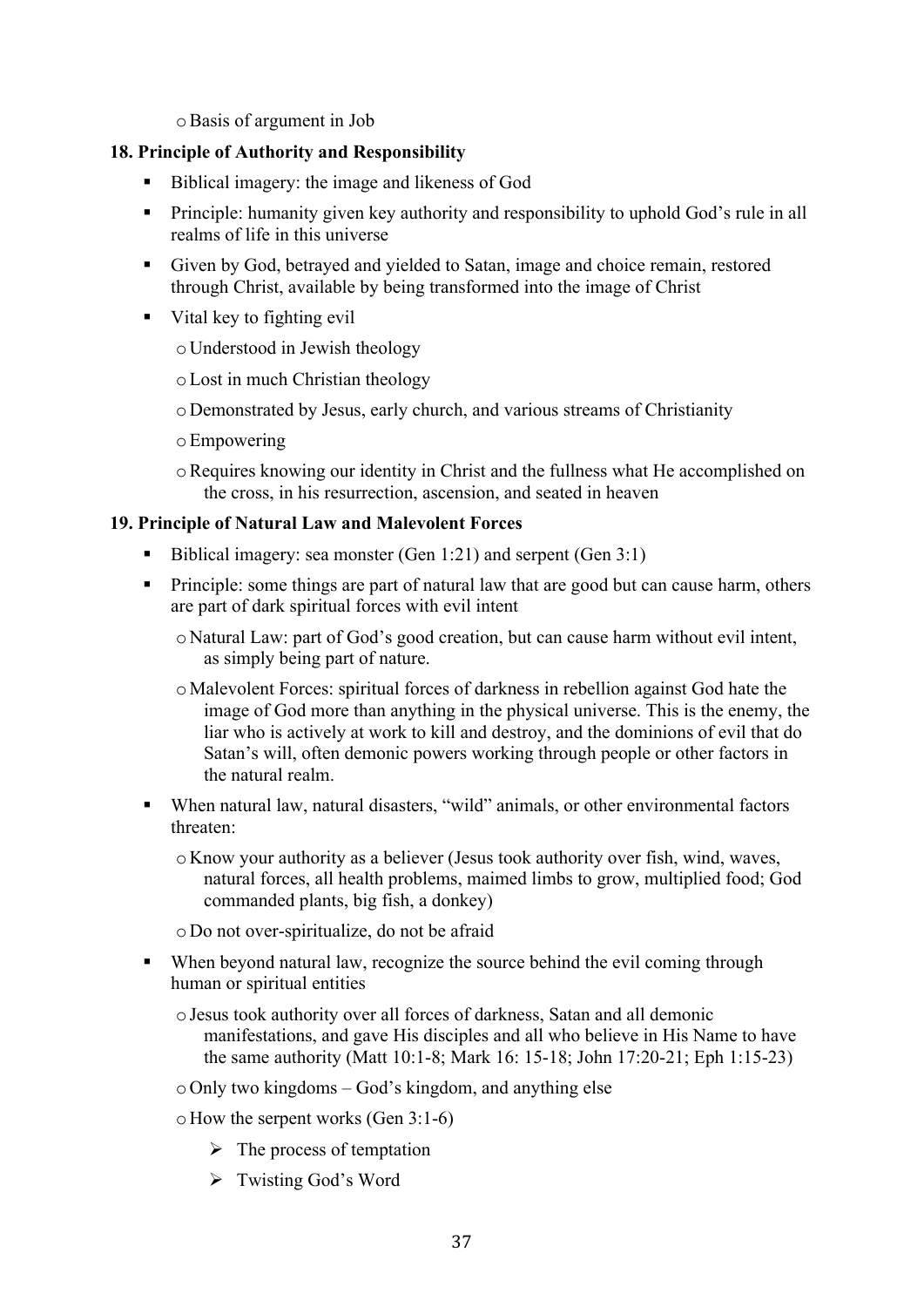- Basis of argument in Job

**18. Principle of Authority and Responsibility**

- Biblical imagery: the image and likeness of God
- Principle: humanity given key authority and responsibility to uphold God's rule in all realms of life in this universe
- Given by God, betrayed and yielded to Satan, image and choice remain, restored through Christ, available by being transformed into the image of Christ
- Vital key to fighting evil
  - Understood in Jewish theology
  - Lost in much Christian theology
  - Demonstrated by Jesus, early church, and various streams of Christianity
  - Empowering
  - Requires knowing our identity in Christ and the fullness what He accomplished on the cross, in his resurrection, ascension, and seated in heaven

**19. Principle of Natural Law and Malevolent Forces**

- Biblical imagery: sea monster (Gen 1:21) and serpent (Gen 3:1)
- Principle: some things are part of natural law that are good but can cause harm, others are part of dark spiritual forces with evil intent
  - Natural Law: part of God's good creation, but can cause harm without evil intent, as simply being part of nature.
  - Malevolent Forces: spiritual forces of darkness in rebellion against God hate the image of God more than anything in the physical universe. This is the enemy, the liar who is actively at work to kill and destroy, and the dominions of evil that do Satan's will, often demonic powers working through people or other factors in the natural realm.
- When natural law, natural disasters, "wild" animals, or other environmental factors threaten:
  - Know your authority as a believer (Jesus took authority over fish, wind, waves, natural forces, all health problems, maimed limbs to grow, multiplied food; God commanded plants, big fish, a donkey)
  - Do not over-spiritualize, do not be afraid
- When beyond natural law, recognize the source behind the evil coming through human or spiritual entities
  - Jesus took authority over all forces of darkness, Satan and all demonic manifestations, and gave His disciples and all who believe in His Name to have the same authority (Matt 10:1-8; Mark 16: 15-18; John 17:20-21; Eph 1:15-23)
  - Only two kingdoms – God's kingdom, and anything else
  - How the serpent works (Gen 3:1-6)
    - The process of temptation
    - Twisting God's Word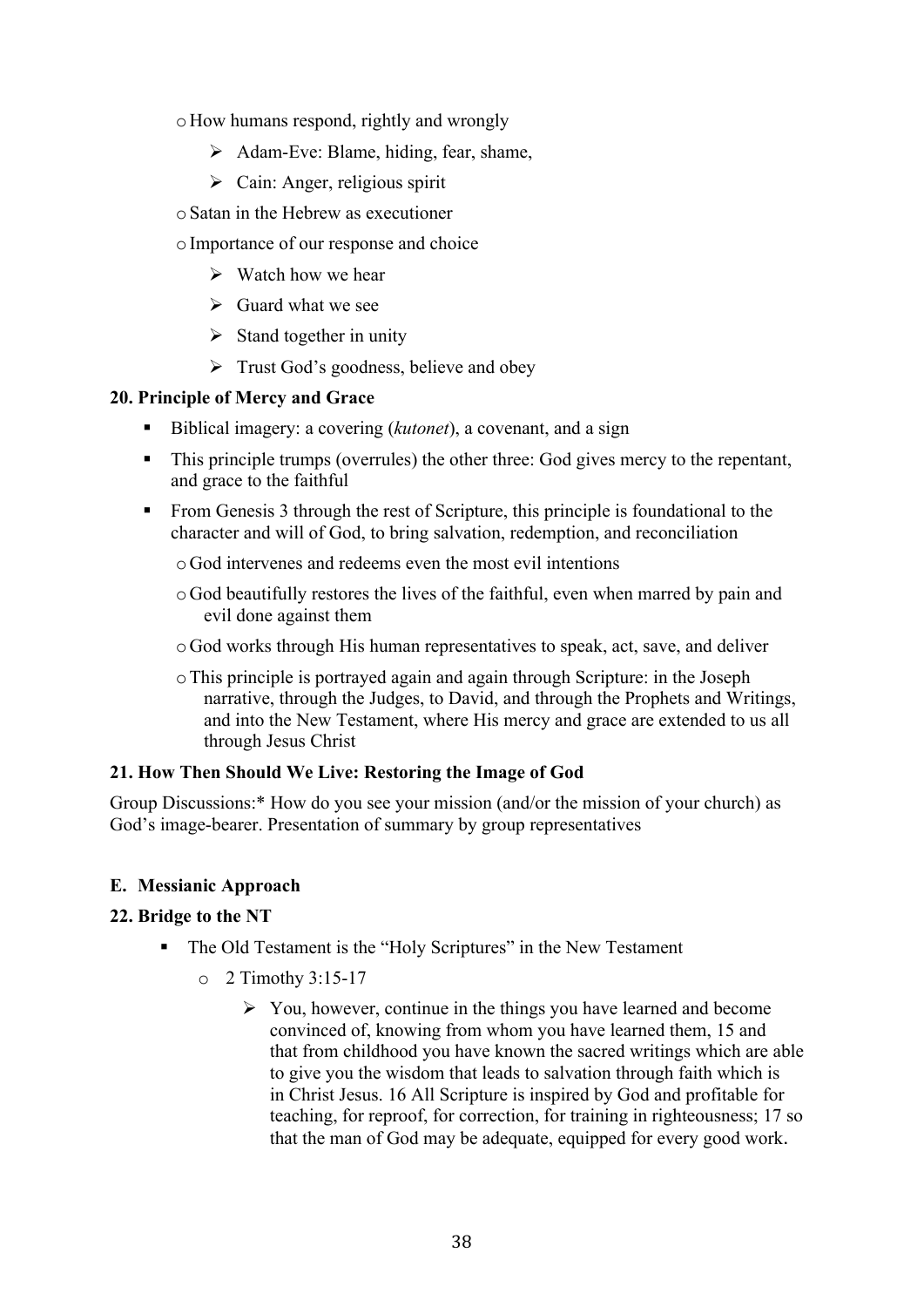- How humans respond, rightly and wrongly
  - Adam-Eve: Blame, hiding, fear, shame,
  - Cain: Anger, religious spirit
- Satan in the Hebrew as executioner
- Importance of our response and choice
  - Watch how we hear
  - Guard what we see
  - Stand together in unity
  - Trust God's goodness, believe and obey

**20. Principle of Mercy and Grace**

- Biblical imagery: a covering (*kutonet*), a covenant, and a sign
- This principle trumps (overrules) the other three: God gives mercy to the repentant, and grace to the faithful
- From Genesis 3 through the rest of Scripture, this principle is foundational to the character and will of God, to bring salvation, redemption, and reconciliation
  - God intervenes and redeems even the most evil intentions
  - God beautifully restores the lives of the faithful, even when marred by pain and evil done against them
  - God works through His human representatives to speak, act, save, and deliver
  - This principle is portrayed again and again through Scripture: in the Joseph narrative, through the Judges, to David, and through the Prophets and Writings, and into the New Testament, where His mercy and grace are extended to us all through Jesus Christ

**21. How Then Should We Live: Restoring the Image of God**

Group Discussions:* How do you see your mission (and/or the mission of your church) as God's image-bearer. Presentation of summary by group representatives

**E. Messianic Approach**

**22. Bridge to the NT**

- The Old Testament is the "Holy Scriptures" in the New Testament
  - 2 Timothy 3:15-17
    - You, however, continue in the things you have learned and become convinced of, knowing from whom you have learned them, 15 and that from childhood you have known the sacred writings which are able to give you the wisdom that leads to salvation through faith which is in Christ Jesus. 16 All Scripture is inspired by God and profitable for teaching, for reproof, for correction, for training in righteousness; 17 so that the man of God may be adequate, equipped for every good work.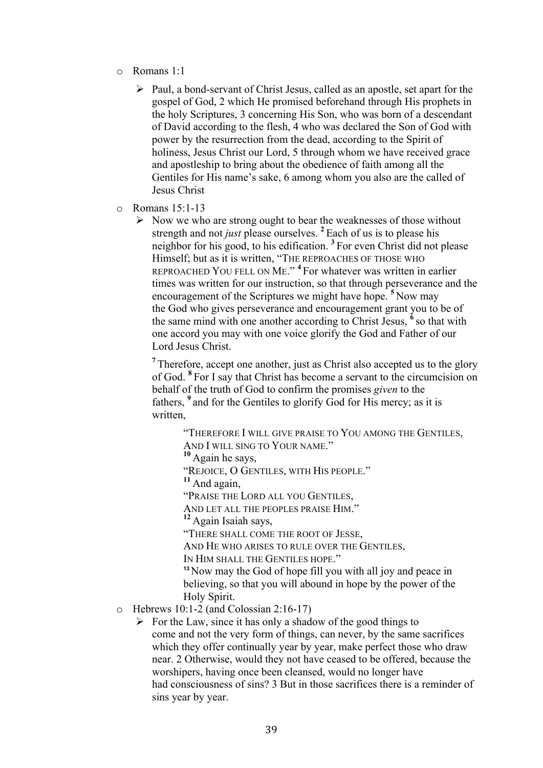- Romans 1:1
  - Paul, a bond-servant of Christ Jesus, called as an apostle, set apart for the gospel of God, 2 which He promised beforehand through His prophets in the holy Scriptures, 3 concerning His Son, who was born of a descendant of David according to the flesh, 4 who was declared the Son of God with power by the resurrection from the dead, according to the Spirit of holiness, Jesus Christ our Lord, 5 through whom we have received grace and apostleship to bring about the obedience of faith among all the Gentiles for His name's sake, 6 among whom you also are the called of Jesus Christ
- Romans 15:1-13
  - Now we who are strong ought to bear the weaknesses of those without strength and not *just* please ourselves. 2 Each of us is to please his neighbor for his good, to his edification. 3 For even Christ did not please Himself; but as it is written, "THE REPROACHES OF THOSE WHO REPROACHED YOU FELL ON ME." 4 For whatever was written in earlier times was written for our instruction, so that through perseverance and the encouragement of the Scriptures we might have hope. 5 Now may the God who gives perseverance and encouragement grant you to be of the same mind with one another according to Christ Jesus, 6 so that with one accord you may with one voice glorify the God and Father of our Lord Jesus Christ.

    7 Therefore, accept one another, just as Christ also accepted us to the glory of God. 8 For I say that Christ has become a servant to the circumcision on behalf of the truth of God to confirm the promises *given* to the fathers, 9 and for the Gentiles to glorify God for His mercy; as it is written,

    > "THEREFORE I WILL GIVE PRAISE TO YOU AMONG THE GENTILES,
    > AND I WILL SING TO YOUR NAME."
    > 10 Again he says,
    > "REJOICE, O GENTILES, WITH HIS PEOPLE."
    > 11 And again,
    > "PRAISE THE LORD ALL YOU GENTILES,
    > AND LET ALL THE PEOPLES PRAISE HIM."
    > 12 Again Isaiah says,
    > "THERE SHALL COME THE ROOT OF JESSE,
    > AND HE WHO ARISES TO RULE OVER THE GENTILES,
    > IN HIM SHALL THE GENTILES HOPE."
    > 13 Now may the God of hope fill you with all joy and peace in believing, so that you will abound in hope by the power of the Holy Spirit.
- Hebrews 10:1-2 (and Colossian 2:16-17)
  - For the Law, since it has only a shadow of the good things to come and not the very form of things, can never, by the same sacrifices which they offer continually year by year, make perfect those who draw near. 2 Otherwise, would they not have ceased to be offered, because the worshipers, having once been cleansed, would no longer have had consciousness of sins? 3 But in those sacrifices there is a reminder of sins year by year.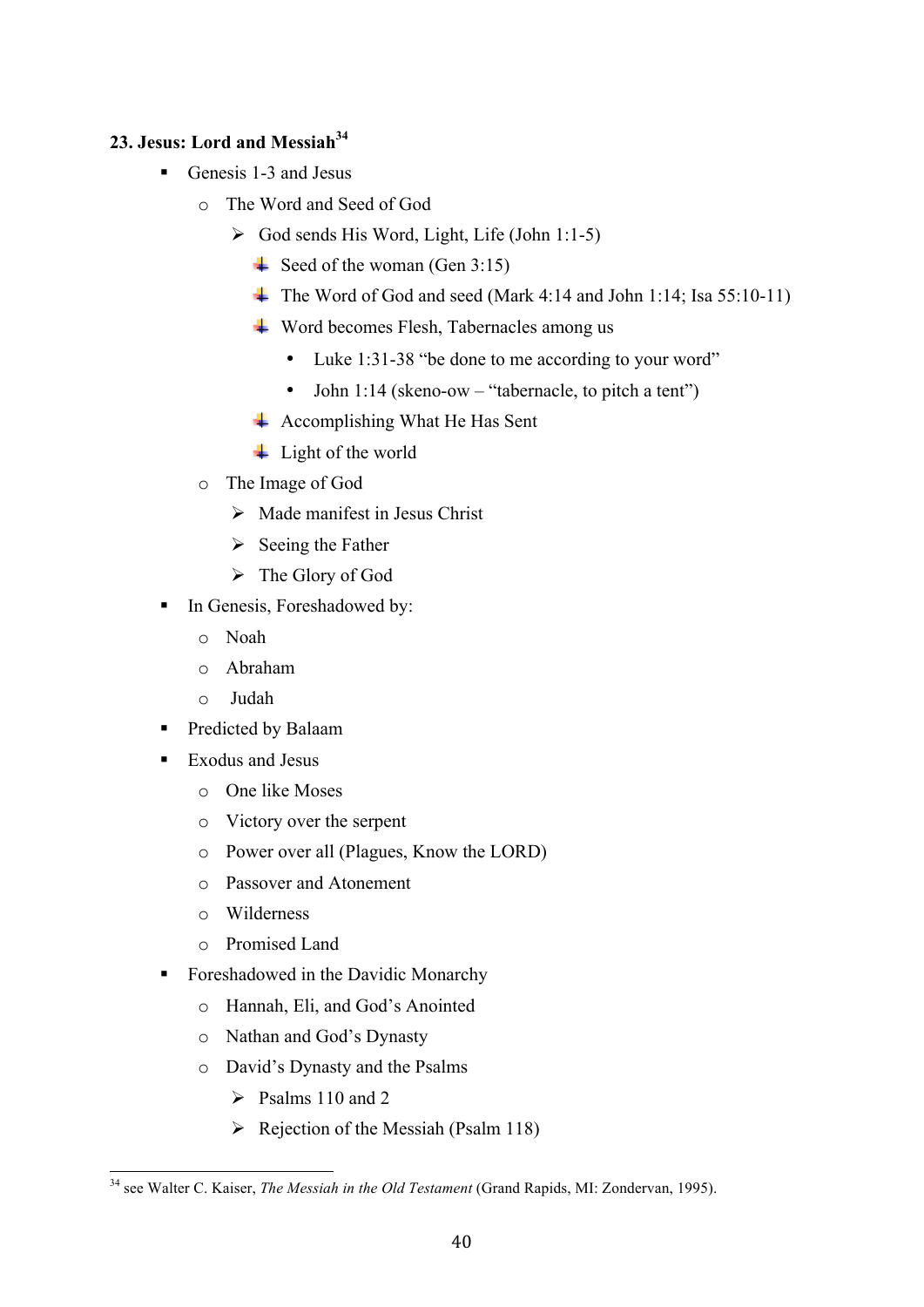### 23. Jesus: Lord and Messiah[34]

- Genesis 1-3 and Jesus
  - The Word and Seed of God
    - God sends His Word, Light, Life (John 1:1-5)
      - Seed of the woman (Gen 3:15)
      - The Word of God and seed (Mark 4:14 and John 1:14; Isa 55:10-11)
      - Word becomes Flesh, Tabernacles among us
        - Luke 1:31-38 "be done to me according to your word"
        - John 1:14 (skeno-ow – "tabernacle, to pitch a tent")
      - Accomplishing What He Has Sent
      - Light of the world
  - The Image of God
    - Made manifest in Jesus Christ
    - Seeing the Father
    - The Glory of God
- In Genesis, Foreshadowed by:
  - Noah
  - Abraham
  - Judah
- Predicted by Balaam
- Exodus and Jesus
  - One like Moses
  - Victory over the serpent
  - Power over all (Plagues, Know the LORD)
  - Passover and Atonement
  - Wilderness
  - Promised Land
- Foreshadowed in the Davidic Monarchy
  - Hannah, Eli, and God's Anointed
  - Nathan and God's Dynasty
  - David's Dynasty and the Psalms
    - Psalms 110 and 2
    - Rejection of the Messiah (Psalm 118)

---

[34] see Walter C. Kaiser, *The Messiah in the Old Testament* (Grand Rapids, MI: Zondervan, 1995).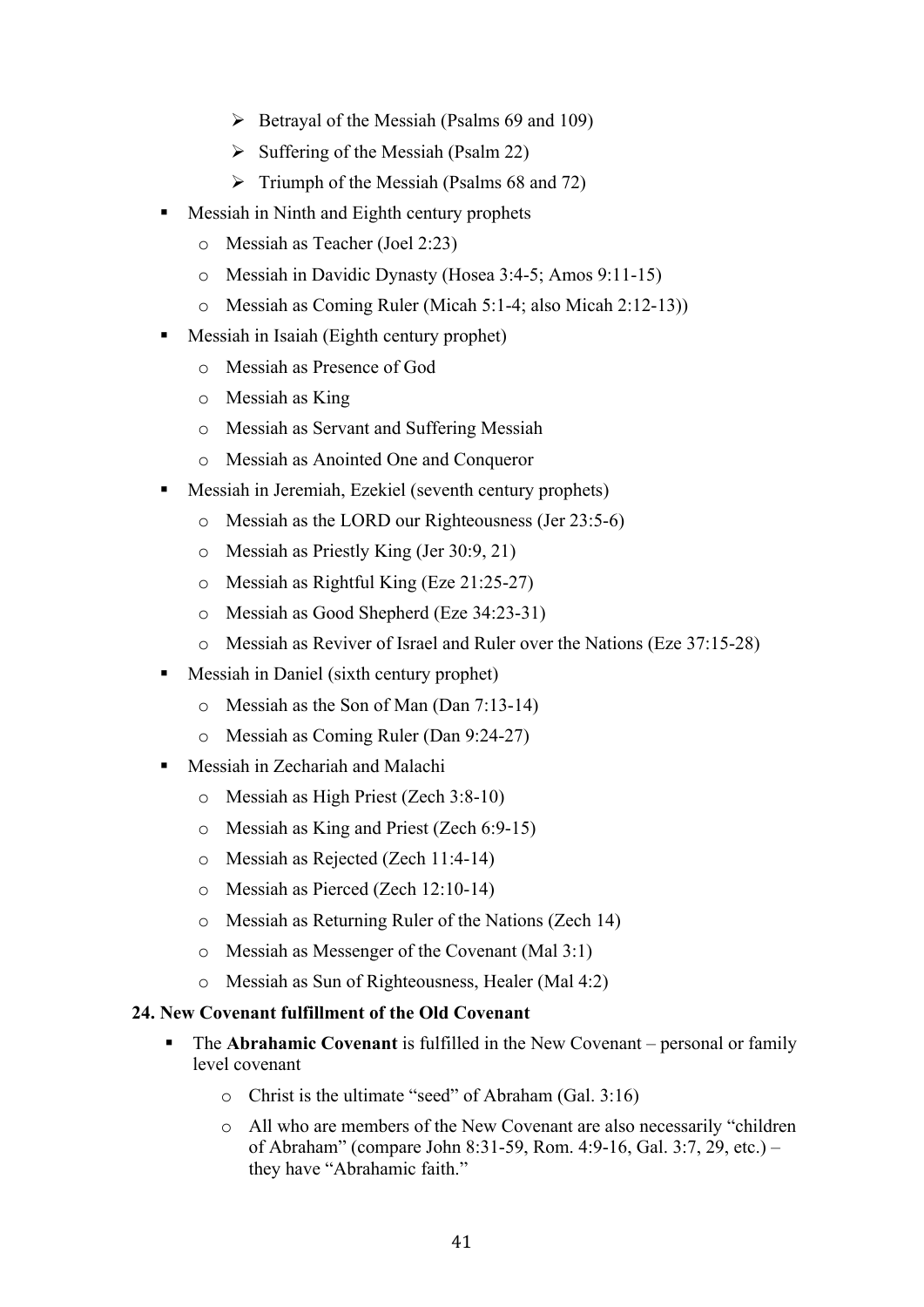- Betrayal of the Messiah (Psalms 69 and 109)
      - Suffering of the Messiah (Psalm 22)
      - Triumph of the Messiah (Psalms 68 and 72)
- Messiah in Ninth and Eighth century prophets
  - Messiah as Teacher (Joel 2:23)
  - Messiah in Davidic Dynasty (Hosea 3:4-5; Amos 9:11-15)
  - Messiah as Coming Ruler (Micah 5:1-4; also Micah 2:12-13))
- Messiah in Isaiah (Eighth century prophet)
  - Messiah as Presence of God
  - Messiah as King
  - Messiah as Servant and Suffering Messiah
  - Messiah as Anointed One and Conqueror
- Messiah in Jeremiah, Ezekiel (seventh century prophets)
  - Messiah as the LORD our Righteousness (Jer 23:5-6)
  - Messiah as Priestly King (Jer 30:9, 21)
  - Messiah as Rightful King (Eze 21:25-27)
  - Messiah as Good Shepherd (Eze 34:23-31)
  - Messiah as Reviver of Israel and Ruler over the Nations (Eze 37:15-28)
- Messiah in Daniel (sixth century prophet)
  - Messiah as the Son of Man (Dan 7:13-14)
  - Messiah as Coming Ruler (Dan 9:24-27)
- Messiah in Zechariah and Malachi
  - Messiah as High Priest (Zech 3:8-10)
  - Messiah as King and Priest (Zech 6:9-15)
  - Messiah as Rejected (Zech 11:4-14)
  - Messiah as Pierced (Zech 12:10-14)
  - Messiah as Returning Ruler of the Nations (Zech 14)
  - Messiah as Messenger of the Covenant (Mal 3:1)
  - Messiah as Sun of Righteousness, Healer (Mal 4:2)

**24. New Covenant fulfillment of the Old Covenant**

- The **Abrahamic Covenant** is fulfilled in the New Covenant – personal or family level covenant
  - Christ is the ultimate "seed" of Abraham (Gal. 3:16)
  - All who are members of the New Covenant are also necessarily "children of Abraham" (compare John 8:31-59, Rom. 4:9-16, Gal. 3:7, 29, etc.) – they have "Abrahamic faith."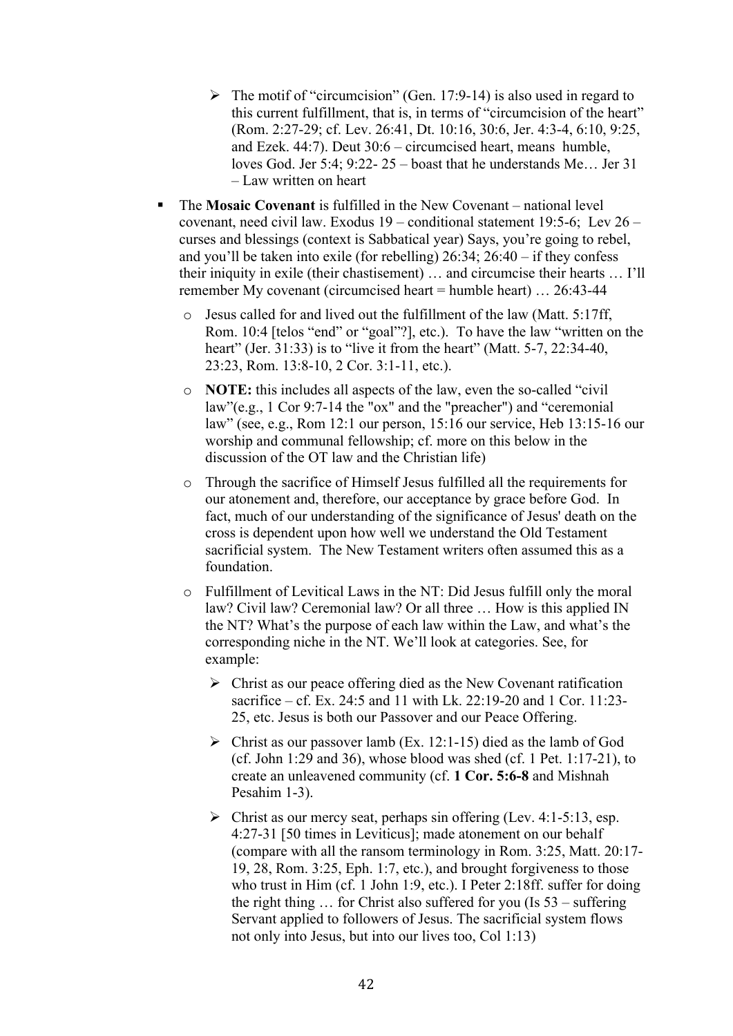- The motif of "circumcision" (Gen. 17:9-14) is also used in regard to this current fulfillment, that is, in terms of "circumcision of the heart" (Rom. 2:27-29; cf. Lev. 26:41, Dt. 10:16, 30:6, Jer. 4:3-4, 6:10, 9:25, and Ezek. 44:7). Deut 30:6 – circumcised heart, means humble, loves God. Jer 5:4; 9:22- 25 – boast that he understands Me… Jer 31 – Law written on heart

- The **Mosaic Covenant** is fulfilled in the New Covenant – national level covenant, need civil law. Exodus 19 – conditional statement 19:5-6; Lev 26 – curses and blessings (context is Sabbatical year) Says, you're going to rebel, and you'll be taken into exile (for rebelling) 26:34; 26:40 – if they confess their iniquity in exile (their chastisement) … and circumcise their hearts … I'll remember My covenant (circumcised heart = humble heart) … 26:43-44
  - Jesus called for and lived out the fulfillment of the law (Matt. 5:17ff, Rom. 10:4 [telos "end" or "goal"?], etc.). To have the law "written on the heart" (Jer. 31:33) is to "live it from the heart" (Matt. 5-7, 22:34-40, 23:23, Rom. 13:8-10, 2 Cor. 3:1-11, etc.).
  - **NOTE:** this includes all aspects of the law, even the so-called "civil law"(e.g., 1 Cor 9:7-14 the "ox" and the "preacher") and "ceremonial law" (see, e.g., Rom 12:1 our person, 15:16 our service, Heb 13:15-16 our worship and communal fellowship; cf. more on this below in the discussion of the OT law and the Christian life)
  - Through the sacrifice of Himself Jesus fulfilled all the requirements for our atonement and, therefore, our acceptance by grace before God. In fact, much of our understanding of the significance of Jesus' death on the cross is dependent upon how well we understand the Old Testament sacrificial system. The New Testament writers often assumed this as a foundation.
  - Fulfillment of Levitical Laws in the NT: Did Jesus fulfill only the moral law? Civil law? Ceremonial law? Or all three … How is this applied IN the NT? What's the purpose of each law within the Law, and what's the corresponding niche in the NT. We'll look at categories. See, for example:
    - Christ as our peace offering died as the New Covenant ratification sacrifice – cf. Ex. 24:5 and 11 with Lk. 22:19-20 and 1 Cor. 11:23-25, etc. Jesus is both our Passover and our Peace Offering.
    - Christ as our passover lamb (Ex. 12:1-15) died as the lamb of God (cf. John 1:29 and 36), whose blood was shed (cf. 1 Pet. 1:17-21), to create an unleavened community (cf. **1 Cor. 5:6-8** and Mishnah Pesahim 1-3).
    - Christ as our mercy seat, perhaps sin offering (Lev. 4:1-5:13, esp. 4:27-31 [50 times in Leviticus]; made atonement on our behalf (compare with all the ransom terminology in Rom. 3:25, Matt. 20:17-19, 28, Rom. 3:25, Eph. 1:7, etc.), and brought forgiveness to those who trust in Him (cf. 1 John 1:9, etc.). I Peter 2:18ff. suffer for doing the right thing … for Christ also suffered for you (Is 53 – suffering Servant applied to followers of Jesus. The sacrificial system flows not only into Jesus, but into our lives too, Col 1:13)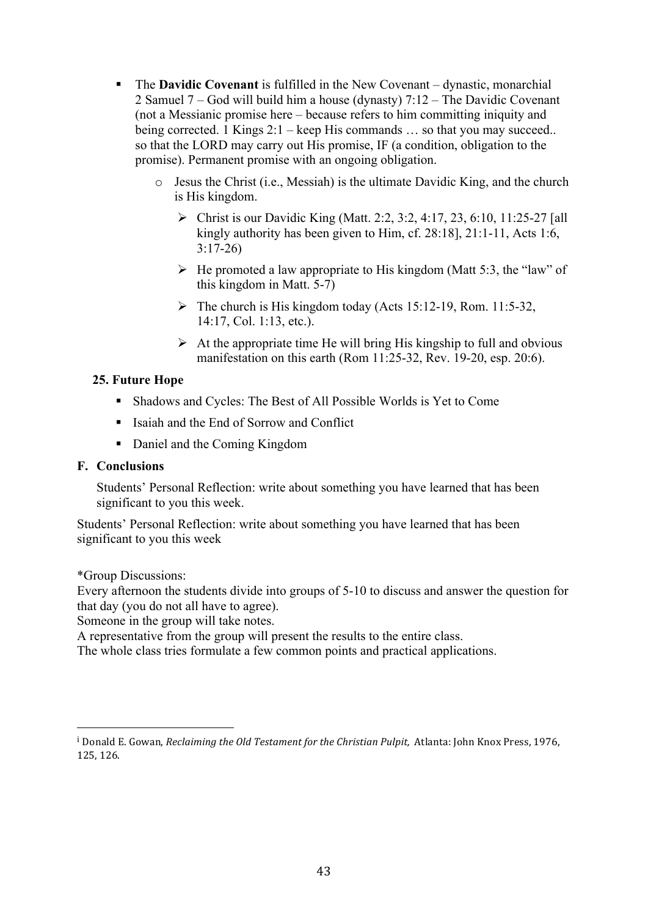- The **Davidic Covenant** is fulfilled in the New Covenant – dynastic, monarchial 2 Samuel 7 – God will build him a house (dynasty) 7:12 – The Davidic Covenant (not a Messianic promise here – because refers to him committing iniquity and being corrected. 1 Kings 2:1 – keep His commands … so that you may succeed.. so that the LORD may carry out His promise, IF (a condition, obligation to the promise). Permanent promise with an ongoing obligation.
  - Jesus the Christ (i.e., Messiah) is the ultimate Davidic King, and the church is His kingdom.
    - Christ is our Davidic King (Matt. 2:2, 3:2, 4:17, 23, 6:10, 11:25-27 [all kingly authority has been given to Him, cf. 28:18], 21:1-11, Acts 1:6, 3:17-26)
    - He promoted a law appropriate to His kingdom (Matt 5:3, the "law" of this kingdom in Matt. 5-7)
    - The church is His kingdom today (Acts 15:12-19, Rom. 11:5-32, 14:17, Col. 1:13, etc.).
    - At the appropriate time He will bring His kingship to full and obvious manifestation on this earth (Rom 11:25-32, Rev. 19-20, esp. 20:6).

**25. Future Hope**

- Shadows and Cycles: The Best of All Possible Worlds is Yet to Come
- Isaiah and the End of Sorrow and Conflict
- Daniel and the Coming Kingdom

**F. Conclusions**

Students' Personal Reflection: write about something you have learned that has been significant to you this week.

Students' Personal Reflection: write about something you have learned that has been significant to you this week

*Group Discussions:
Every afternoon the students divide into groups of 5-10 to discuss and answer the question for that day (you do not all have to agree).
Someone in the group will take notes.
A representative from the group will present the results to the entire class.
The whole class tries formulate a few common points and practical applications.

---

[i] Donald E. Gowan, *Reclaiming the Old Testament for the Christian Pulpit,* Atlanta: John Knox Press, 1976, 125, 126.